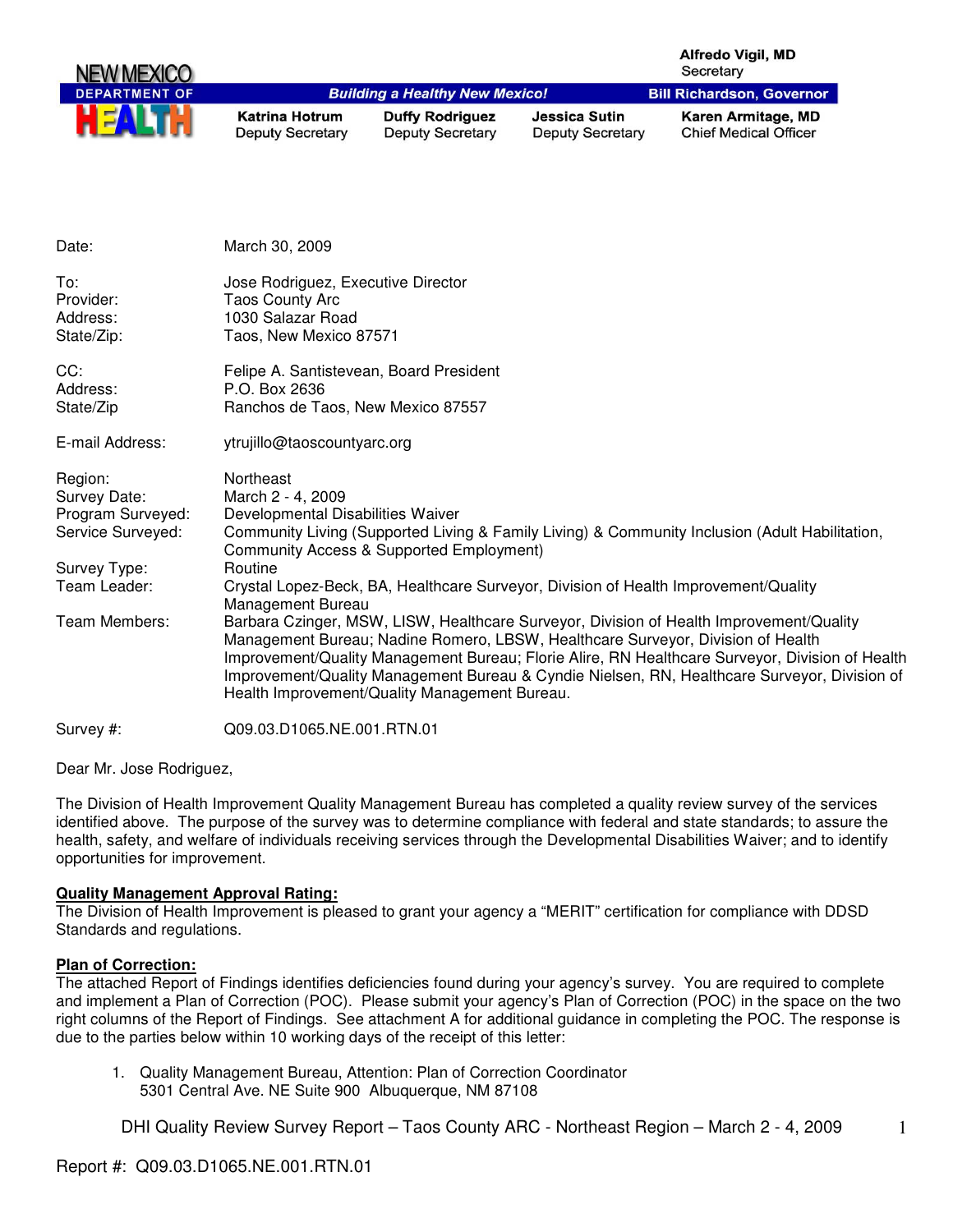NEW MEXICO DEPARTMENT OF HEALTH

**Building a Healthy New Mexico!**

Alfredo Vigil, MD
Secretary

Bill Richardson, Governor

Katrina Hotrum
Deputy Secretary

Duffy Rodriguez
Deputy Secretary

Jessica Sutin
Deputy Secretary

Karen Armitage, MD
Chief Medical Officer

| | |
|---|---|
| Date: | March 30, 2009 |
| To: | Jose Rodriguez, Executive Director |
| Provider: | Taos County Arc |
| Address: | 1030 Salazar Road |
| State/Zip: | Taos, New Mexico 87571 |
| CC: | Felipe A. Santistevean, Board President |
| Address: | P.O. Box 2636 |
| State/Zip | Ranchos de Taos, New Mexico 87557 |
| E-mail Address: | ytrujillo@taoscountyarc.org |
| Region: | Northeast |
| Survey Date: | March 2 - 4, 2009 |
| Program Surveyed: | Developmental Disabilities Waiver |
| Service Surveyed: | Community Living (Supported Living & Family Living) & Community Inclusion (Adult Habilitation, Community Access & Supported Employment) |
| Survey Type: | Routine |
| Team Leader: | Crystal Lopez-Beck, BA, Healthcare Surveyor, Division of Health Improvement/Quality Management Bureau |
| Team Members: | Barbara Czinger, MSW, LISW, Healthcare Surveyor, Division of Health Improvement/Quality Management Bureau; Nadine Romero, LBSW, Healthcare Surveyor, Division of Health Improvement/Quality Management Bureau; Florie Alire, RN Healthcare Surveyor, Division of Health Improvement/Quality Management Bureau & Cyndie Nielsen, RN, Healthcare Surveyor, Division of Health Improvement/Quality Management Bureau. |
| Survey #: | Q09.03.D1065.NE.001.RTN.01 |

Dear Mr. Jose Rodriguez,

The Division of Health Improvement Quality Management Bureau has completed a quality review survey of the services identified above. The purpose of the survey was to determine compliance with federal and state standards; to assure the health, safety, and welfare of individuals receiving services through the Developmental Disabilities Waiver; and to identify opportunities for improvement.

**Quality Management Approval Rating:**
The Division of Health Improvement is pleased to grant your agency a "MERIT" certification for compliance with DDSD Standards and regulations.

**Plan of Correction:**
The attached Report of Findings identifies deficiencies found during your agency's survey. You are required to complete and implement a Plan of Correction (POC). Please submit your agency's Plan of Correction (POC) in the space on the two right columns of the Report of Findings. See attachment A for additional guidance in completing the POC. The response is due to the parties below within 10 working days of the receipt of this letter:

1. Quality Management Bureau, Attention: Plan of Correction Coordinator
   5301 Central Ave. NE Suite 900 Albuquerque, NM 87108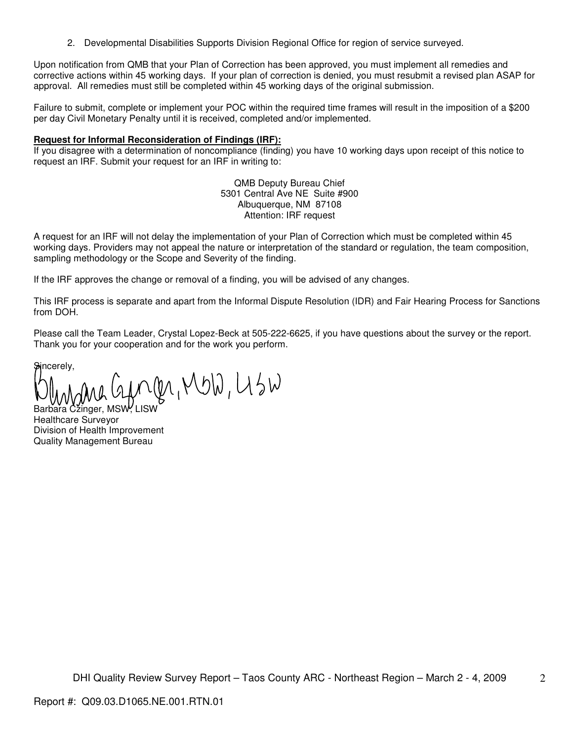2. Developmental Disabilities Supports Division Regional Office for region of service surveyed.

Upon notification from QMB that your Plan of Correction has been approved, you must implement all remedies and corrective actions within 45 working days. If your plan of correction is denied, you must resubmit a revised plan ASAP for approval. All remedies must still be completed within 45 working days of the original submission.

Failure to submit, complete or implement your POC within the required time frames will result in the imposition of a $200 per day Civil Monetary Penalty until it is received, completed and/or implemented.

**Request for Informal Reconsideration of Findings (IRF):**

If you disagree with a determination of noncompliance (finding) you have 10 working days upon receipt of this notice to request an IRF. Submit your request for an IRF in writing to:

QMB Deputy Bureau Chief  
5301 Central Ave NE Suite #900  
Albuquerque, NM 87108  
Attention: IRF request

A request for an IRF will not delay the implementation of your Plan of Correction which must be completed within 45 working days. Providers may not appeal the nature or interpretation of the standard or regulation, the team composition, sampling methodology or the Scope and Severity of the finding.

If the IRF approves the change or removal of a finding, you will be advised of any changes.

This IRF process is separate and apart from the Informal Dispute Resolution (IDR) and Fair Hearing Process for Sanctions from DOH.

Please call the Team Leader, Crystal Lopez-Beck at 505-222-6625, if you have questions about the survey or the report. Thank you for your cooperation and for the work you perform.

Sincerely,

Barbara Czinger, MSW, LISW  
Healthcare Surveyor  
Division of Health Improvement  
Quality Management Bureau

Report #: Q09.03.D1065.NE.001.RTN.01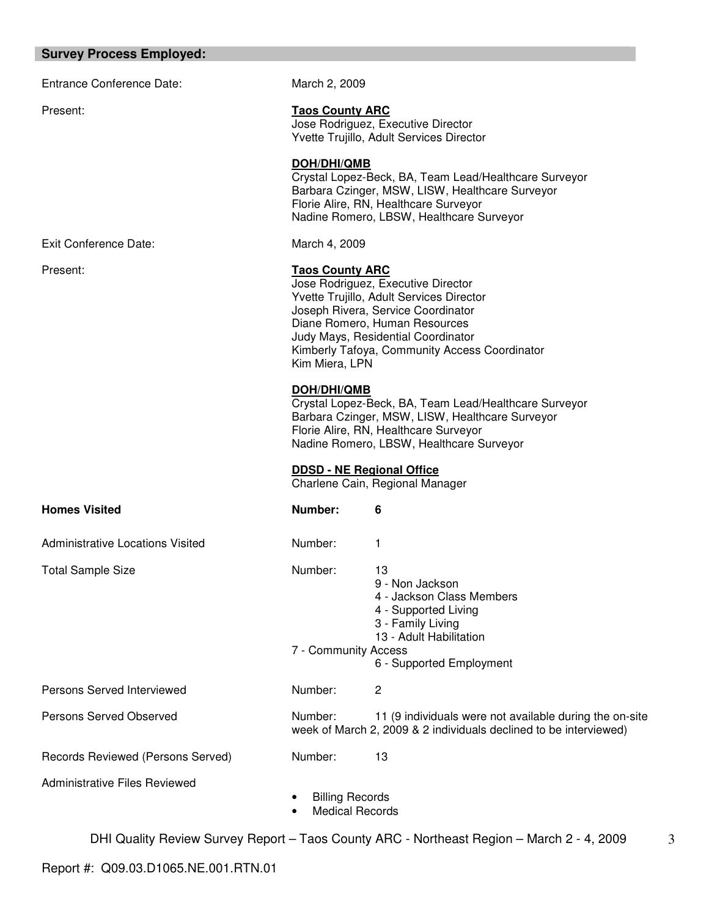## Survey Process Employed:

| | |
|---|---|
| Entrance Conference Date: | March 2, 2009 |
| Present: | **Taos County ARC**<br>Jose Rodriguez, Executive Director<br>Yvette Trujillo, Adult Services Director<br><br>**DOH/DHI/QMB**<br>Crystal Lopez-Beck, BA, Team Lead/Healthcare Surveyor<br>Barbara Czinger, MSW, LISW, Healthcare Surveyor<br>Florie Alire, RN, Healthcare Surveyor<br>Nadine Romero, LBSW, Healthcare Surveyor |
| Exit Conference Date: | March 4, 2009 |
| Present: | **Taos County ARC**<br>Jose Rodriguez, Executive Director<br>Yvette Trujillo, Adult Services Director<br>Joseph Rivera, Service Coordinator<br>Diane Romero, Human Resources<br>Judy Mays, Residential Coordinator<br>Kimberly Tafoya, Community Access Coordinator<br>Kim Miera, LPN<br><br>**DOH/DHI/QMB**<br>Crystal Lopez-Beck, BA, Team Lead/Healthcare Surveyor<br>Barbara Czinger, MSW, LISW, Healthcare Surveyor<br>Florie Alire, RN, Healthcare Surveyor<br>Nadine Romero, LBSW, Healthcare Surveyor<br><br>**DDSD - NE Regional Office**<br>Charlene Cain, Regional Manager |
| **Homes Visited** | **Number: 6** |
| Administrative Locations Visited | Number: 1 |
| Total Sample Size | Number: 13<br>9 - Non Jackson<br>4 - Jackson Class Members<br>4 - Supported Living<br>3 - Family Living<br>13 - Adult Habilitation<br>7 - Community Access<br>6 - Supported Employment |
| Persons Served Interviewed | Number: 2 |
| Persons Served Observed | Number: 11 (9 individuals were not available during the on-site week of March 2, 2009 & 2 individuals declined to be interviewed) |
| Records Reviewed (Persons Served) | Number: 13 |
| Administrative Files Reviewed | • Billing Records<br>• Medical Records |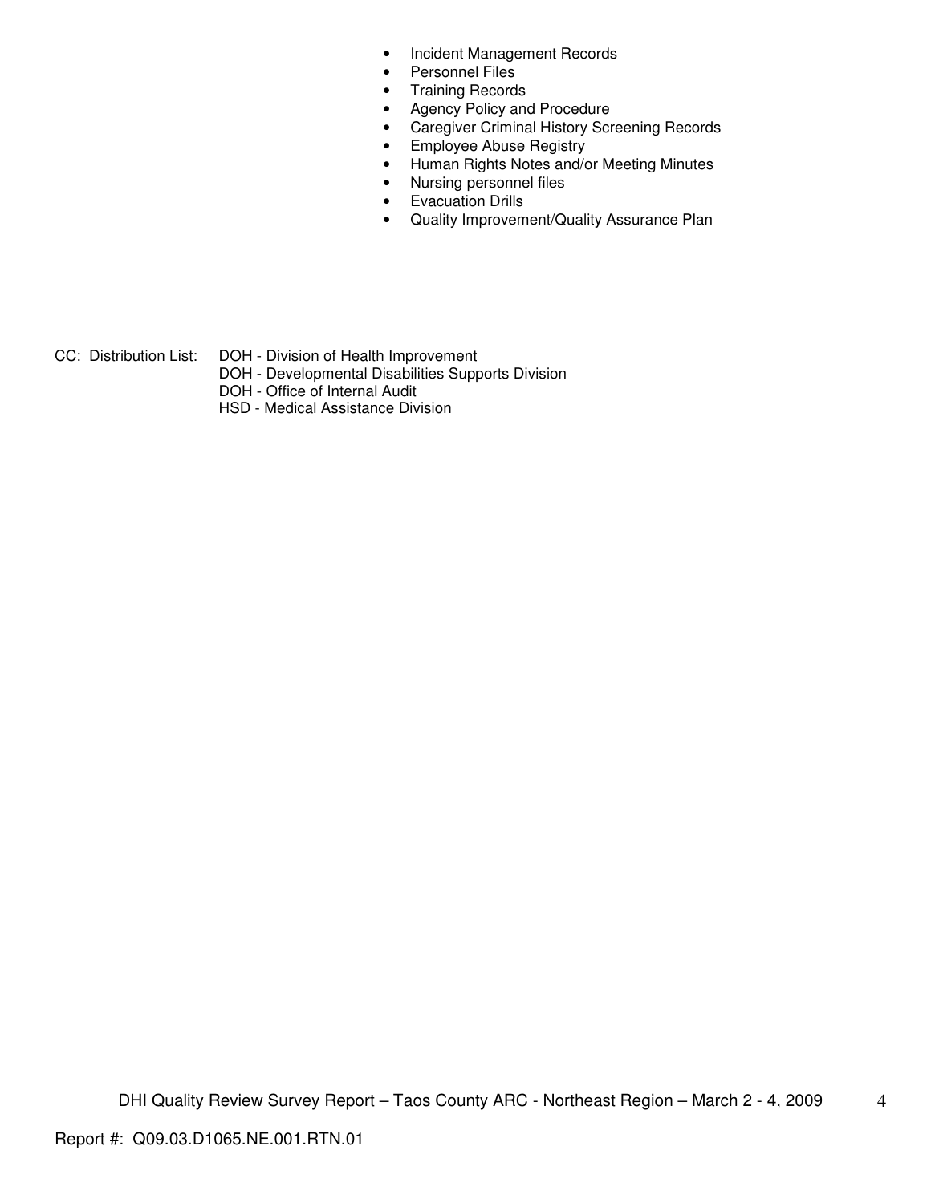- Incident Management Records
- Personnel Files
- Training Records
- Agency Policy and Procedure
- Caregiver Criminal History Screening Records
- Employee Abuse Registry
- Human Rights Notes and/or Meeting Minutes
- Nursing personnel files
- Evacuation Drills
- Quality Improvement/Quality Assurance Plan

CC: Distribution List: DOH - Division of Health Improvement
DOH - Developmental Disabilities Supports Division
DOH - Office of Internal Audit
HSD - Medical Assistance Division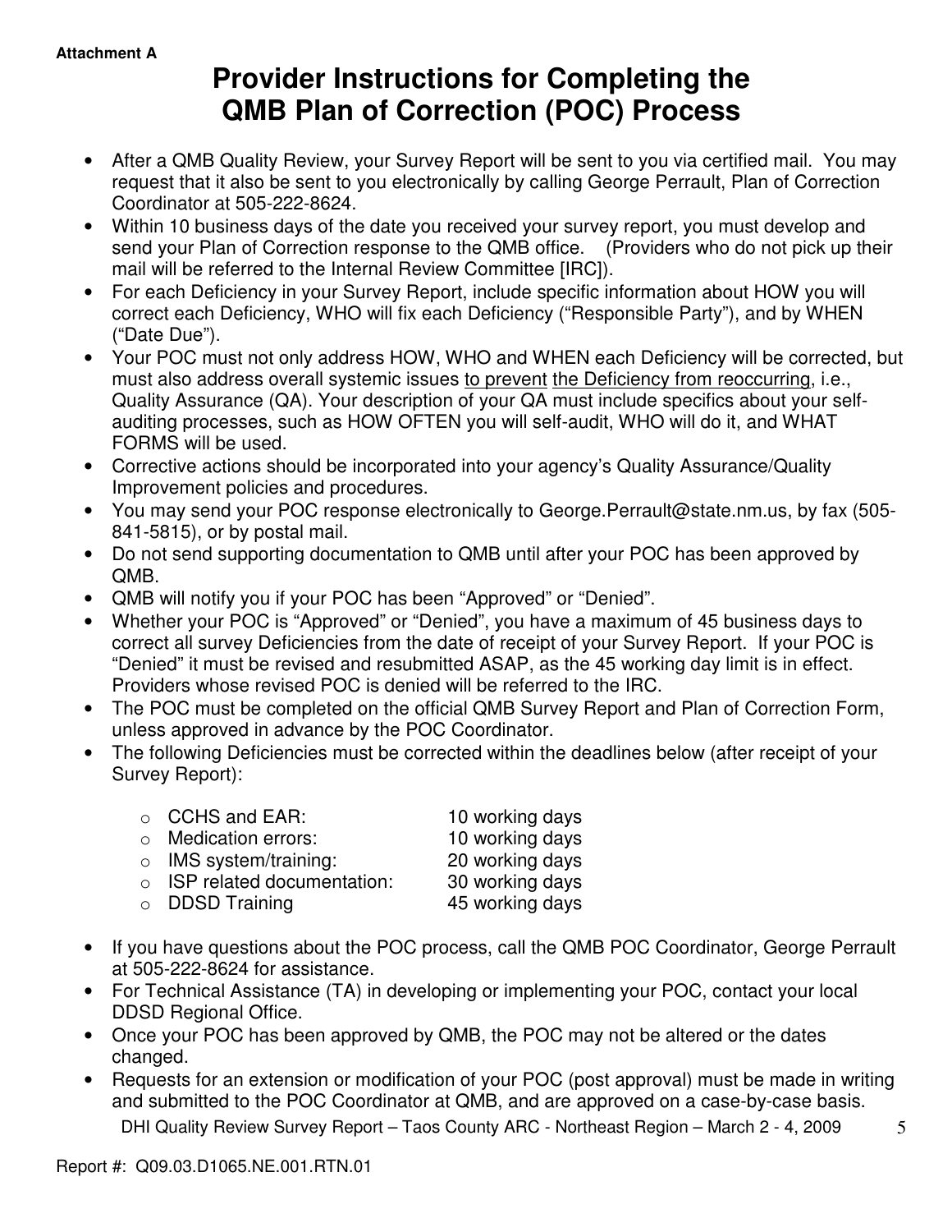**Attachment A**

# Provider Instructions for Completing the QMB Plan of Correction (POC) Process

- After a QMB Quality Review, your Survey Report will be sent to you via certified mail. You may request that it also be sent to you electronically by calling George Perrault, Plan of Correction Coordinator at 505-222-8624.
- Within 10 business days of the date you received your survey report, you must develop and send your Plan of Correction response to the QMB office. (Providers who do not pick up their mail will be referred to the Internal Review Committee [IRC]).
- For each Deficiency in your Survey Report, include specific information about HOW you will correct each Deficiency, WHO will fix each Deficiency ("Responsible Party"), and by WHEN ("Date Due").
- Your POC must not only address HOW, WHO and WHEN each Deficiency will be corrected, but must also address overall systemic issues <u>to prevent</u> <u>the Deficiency from reoccurring</u>, i.e., Quality Assurance (QA). Your description of your QA must include specifics about your self-auditing processes, such as HOW OFTEN you will self-audit, WHO will do it, and WHAT FORMS will be used.
- Corrective actions should be incorporated into your agency's Quality Assurance/Quality Improvement policies and procedures.
- You may send your POC response electronically to George.Perrault@state.nm.us, by fax (505-841-5815), or by postal mail.
- Do not send supporting documentation to QMB until after your POC has been approved by QMB.
- QMB will notify you if your POC has been "Approved" or "Denied".
- Whether your POC is "Approved" or "Denied", you have a maximum of 45 business days to correct all survey Deficiencies from the date of receipt of your Survey Report. If your POC is "Denied" it must be revised and resubmitted ASAP, as the 45 working day limit is in effect. Providers whose revised POC is denied will be referred to the IRC.
- The POC must be completed on the official QMB Survey Report and Plan of Correction Form, unless approved in advance by the POC Coordinator.
- The following Deficiencies must be corrected within the deadlines below (after receipt of your Survey Report):
  - CCHS and EAR: 10 working days
  - Medication errors: 10 working days
  - IMS system/training: 20 working days
  - ISP related documentation: 30 working days
  - DDSD Training 45 working days
- If you have questions about the POC process, call the QMB POC Coordinator, George Perrault at 505-222-8624 for assistance.
- For Technical Assistance (TA) in developing or implementing your POC, contact your local DDSD Regional Office.
- Once your POC has been approved by QMB, the POC may not be altered or the dates changed.
- Requests for an extension or modification of your POC (post approval) must be made in writing and submitted to the POC Coordinator at QMB, and are approved on a case-by-case basis.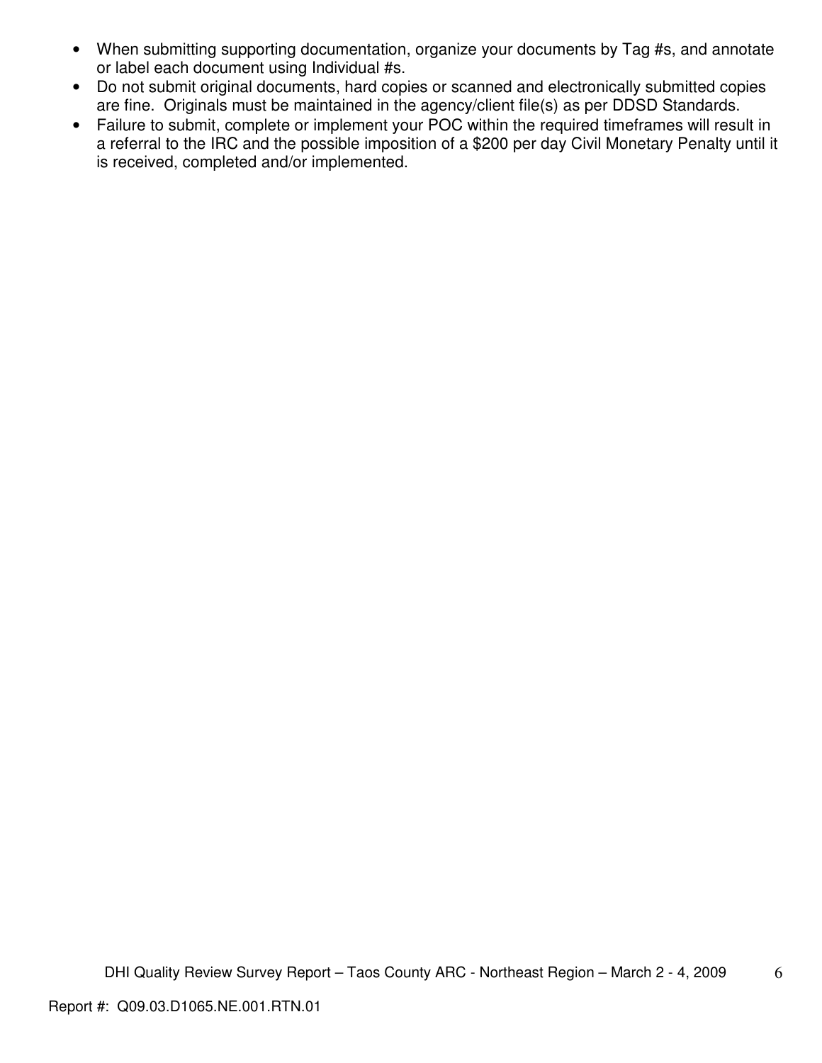- When submitting supporting documentation, organize your documents by Tag #s, and annotate or label each document using Individual #s.
- Do not submit original documents, hard copies or scanned and electronically submitted copies are fine. Originals must be maintained in the agency/client file(s) as per DDSD Standards.
- Failure to submit, complete or implement your POC within the required timeframes will result in a referral to the IRC and the possible imposition of a $200 per day Civil Monetary Penalty until it is received, completed and/or implemented.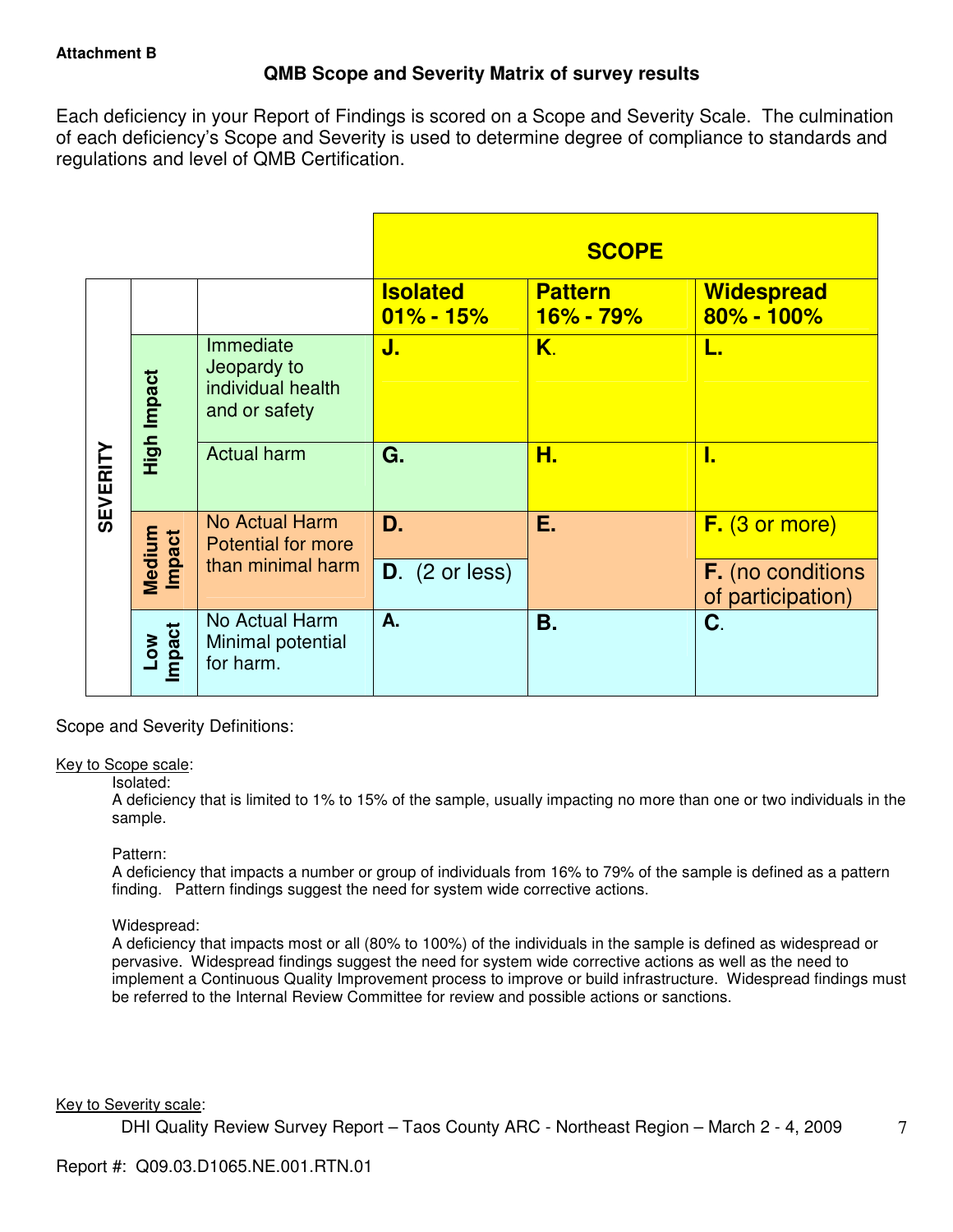**Attachment B**

## QMB Scope and Severity Matrix of survey results

Each deficiency in your Report of Findings is scored on a Scope and Severity Scale. The culmination of each deficiency's Scope and Severity is used to determine degree of compliance to standards and regulations and level of QMB Certification.

| | | | SCOPE | | |
|---|---|---|---|---|---|
| | | | **Isolated 01% - 15%** | **Pattern 16% - 79%** | **Widespread 80% - 100%** |
| SEVERITY | High Impact | Immediate Jeopardy to individual health and or safety | **J.** | **K.** | **L.** |
| | | Actual harm | **G.** | **H.** | **I.** |
| | Medium Impact | No Actual Harm Potential for more than minimal harm | **D.** | **E.** | **F.** (3 or more) |
| | | | **D.** (2 or less) | | **F.** (no conditions of participation) |
| | Low Impact | No Actual Harm Minimal potential for harm. | **A.** | **B.** | **C.** |

Scope and Severity Definitions:

Key to Scope scale:

Isolated:
A deficiency that is limited to 1% to 15% of the sample, usually impacting no more than one or two individuals in the sample.

Pattern:
A deficiency that impacts a number or group of individuals from 16% to 79% of the sample is defined as a pattern finding. Pattern findings suggest the need for system wide corrective actions.

Widespread:
A deficiency that impacts most or all (80% to 100%) of the individuals in the sample is defined as widespread or pervasive. Widespread findings suggest the need for system wide corrective actions as well as the need to implement a Continuous Quality Improvement process to improve or build infrastructure. Widespread findings must be referred to the Internal Review Committee for review and possible actions or sanctions.

Key to Severity scale: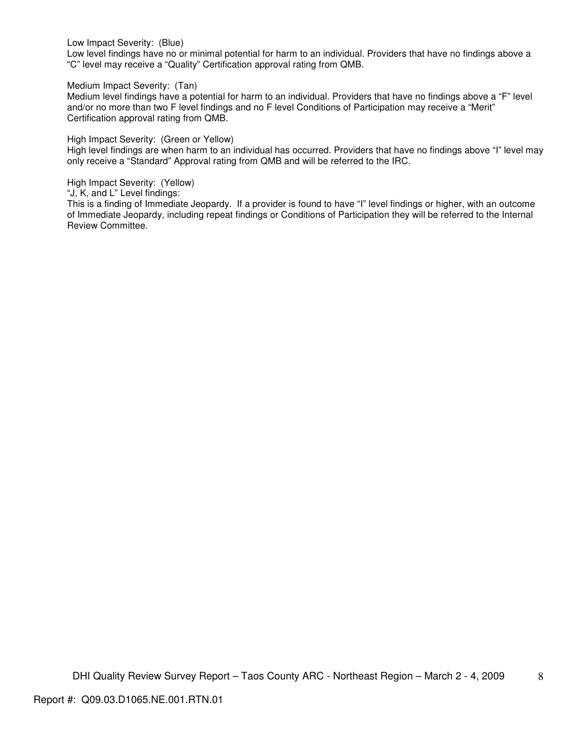Low Impact Severity: (Blue)
Low level findings have no or minimal potential for harm to an individual. Providers that have no findings above a "C" level may receive a "Quality" Certification approval rating from QMB.

Medium Impact Severity: (Tan)
Medium level findings have a potential for harm to an individual. Providers that have no findings above a "F" level and/or no more than two F level findings and no F level Conditions of Participation may receive a "Merit" Certification approval rating from QMB.

High Impact Severity: (Green or Yellow)
High level findings are when harm to an individual has occurred. Providers that have no findings above "I" level may only receive a "Standard" Approval rating from QMB and will be referred to the IRC.

High Impact Severity: (Yellow)
"J, K, and L" Level findings:
This is a finding of Immediate Jeopardy. If a provider is found to have "I" level findings or higher, with an outcome of Immediate Jeopardy, including repeat findings or Conditions of Participation they will be referred to the Internal Review Committee.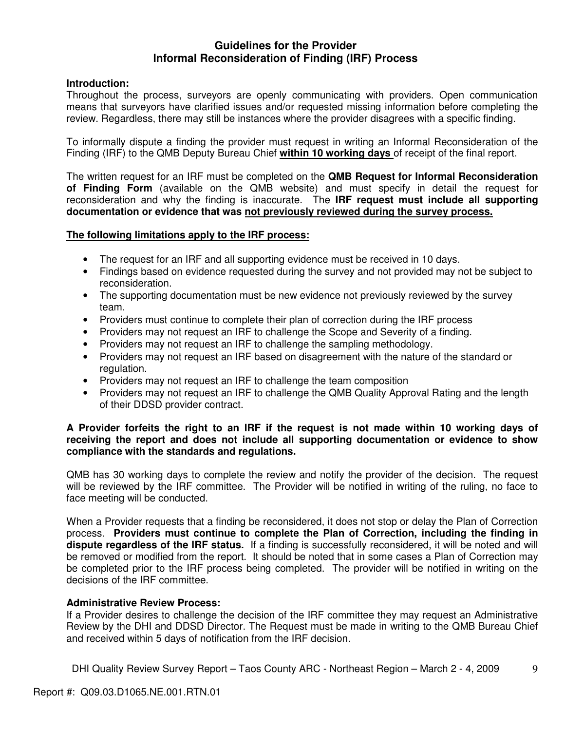# Guidelines for the Provider
# Informal Reconsideration of Finding (IRF) Process

**Introduction:**
Throughout the process, surveyors are openly communicating with providers. Open communication means that surveyors have clarified issues and/or requested missing information before completing the review. Regardless, there may still be instances where the provider disagrees with a specific finding.

To informally dispute a finding the provider must request in writing an Informal Reconsideration of the Finding (IRF) to the QMB Deputy Bureau Chief **<u>within 10 working days</u>** of receipt of the final report.

The written request for an IRF must be completed on the **QMB Request for Informal Reconsideration of Finding Form** (available on the QMB website) and must specify in detail the request for reconsideration and why the finding is inaccurate. The **IRF request must include all supporting documentation or evidence that was <u>not previously reviewed during the survey process.</u>**

**<u>The following limitations apply to the IRF process:</u>**

- The request for an IRF and all supporting evidence must be received in 10 days.
- Findings based on evidence requested during the survey and not provided may not be subject to reconsideration.
- The supporting documentation must be new evidence not previously reviewed by the survey team.
- Providers must continue to complete their plan of correction during the IRF process
- Providers may not request an IRF to challenge the Scope and Severity of a finding.
- Providers may not request an IRF to challenge the sampling methodology.
- Providers may not request an IRF based on disagreement with the nature of the standard or regulation.
- Providers may not request an IRF to challenge the team composition
- Providers may not request an IRF to challenge the QMB Quality Approval Rating and the length of their DDSD provider contract.

**A Provider forfeits the right to an IRF if the request is not made within 10 working days of receiving the report and does not include all supporting documentation or evidence to show compliance with the standards and regulations.**

QMB has 30 working days to complete the review and notify the provider of the decision. The request will be reviewed by the IRF committee. The Provider will be notified in writing of the ruling, no face to face meeting will be conducted.

When a Provider requests that a finding be reconsidered, it does not stop or delay the Plan of Correction process. **Providers must continue to complete the Plan of Correction, including the finding in dispute regardless of the IRF status.** If a finding is successfully reconsidered, it will be noted and will be removed or modified from the report. It should be noted that in some cases a Plan of Correction may be completed prior to the IRF process being completed. The provider will be notified in writing on the decisions of the IRF committee.

**Administrative Review Process:**
If a Provider desires to challenge the decision of the IRF committee they may request an Administrative Review by the DHI and DDSD Director. The Request must be made in writing to the QMB Bureau Chief and received within 5 days of notification from the IRF decision.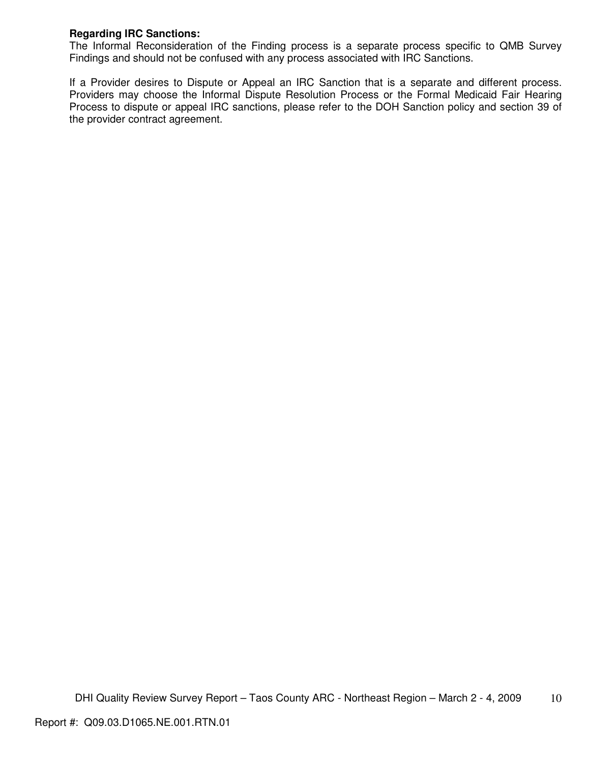**Regarding IRC Sanctions:**
The Informal Reconsideration of the Finding process is a separate process specific to QMB Survey Findings and should not be confused with any process associated with IRC Sanctions.

If a Provider desires to Dispute or Appeal an IRC Sanction that is a separate and different process. Providers may choose the Informal Dispute Resolution Process or the Formal Medicaid Fair Hearing Process to dispute or appeal IRC sanctions, please refer to the DOH Sanction policy and section 39 of the provider contract agreement.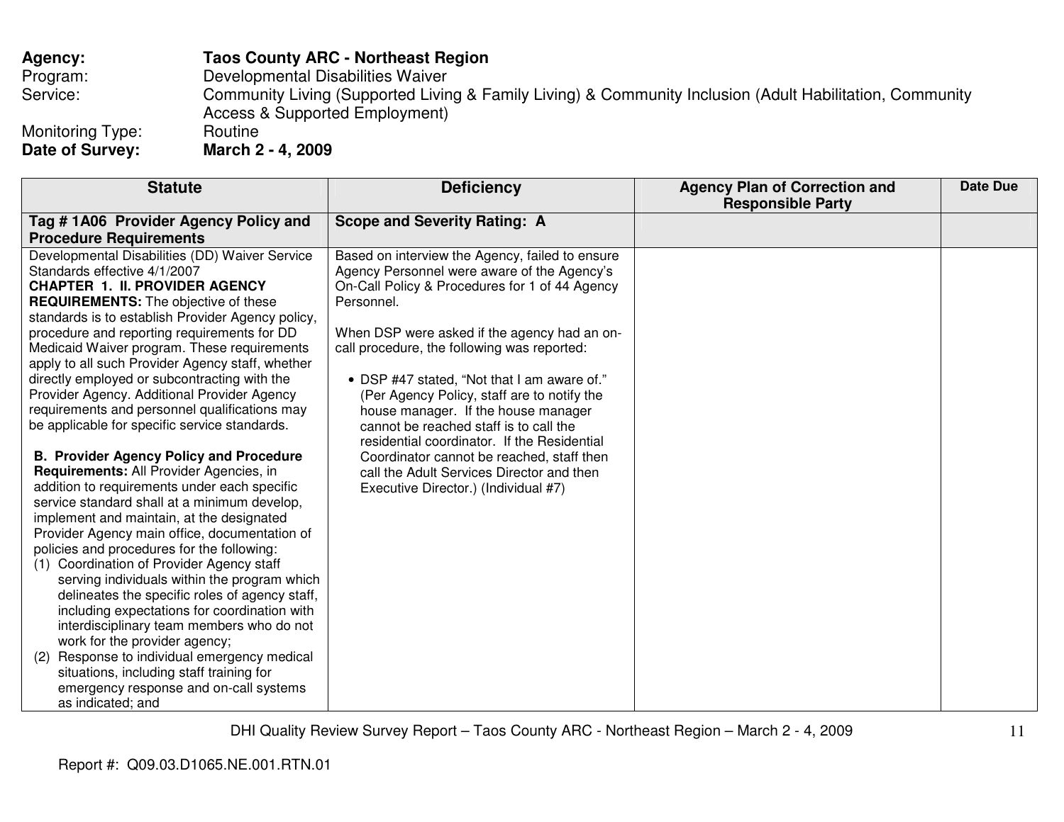**Agency:** **Taos County ARC - Northeast Region**
Program: Developmental Disabilities Waiver
Service: Community Living (Supported Living & Family Living) & Community Inclusion (Adult Habilitation, Community Access & Supported Employment)
Monitoring Type: Routine
**Date of Survey:** **March 2 - 4, 2009**

| Statute | Deficiency | Agency Plan of Correction and Responsible Party | Date Due |
|---|---|---|---|
| **Tag # 1A06 Provider Agency Policy and Procedure Requirements** | **Scope and Severity Rating: A** | | |
| Developmental Disabilities (DD) Waiver Service Standards effective 4/1/2007<br>**CHAPTER 1. II. PROVIDER AGENCY REQUIREMENTS:** The objective of these standards is to establish Provider Agency policy, procedure and reporting requirements for DD Medicaid Waiver program. These requirements apply to all such Provider Agency staff, whether directly employed or subcontracting with the Provider Agency. Additional Provider Agency requirements and personnel qualifications may be applicable for specific service standards.<br><br>**B. Provider Agency Policy and Procedure Requirements:** All Provider Agencies, in addition to requirements under each specific service standard shall at a minimum develop, implement and maintain, at the designated Provider Agency main office, documentation of policies and procedures for the following:<br>(1) Coordination of Provider Agency staff serving individuals within the program which delineates the specific roles of agency staff, including expectations for coordination with interdisciplinary team members who do not work for the provider agency;<br>(2) Response to individual emergency medical situations, including staff training for emergency response and on-call systems as indicated; and | Based on interview the Agency, failed to ensure Agency Personnel were aware of the Agency's On-Call Policy & Procedures for 1 of 44 Agency Personnel.<br><br>When DSP were asked if the agency had an on-call procedure, the following was reported:<br><br>• DSP #47 stated, "Not that I am aware of." (Per Agency Policy, staff are to notify the house manager. If the house manager cannot be reached staff is to call the residential coordinator. If the Residential Coordinator cannot be reached, staff then call the Adult Services Director and then Executive Director.) (Individual #7) | | |

Report #: Q09.03.D1065.NE.001.RTN.01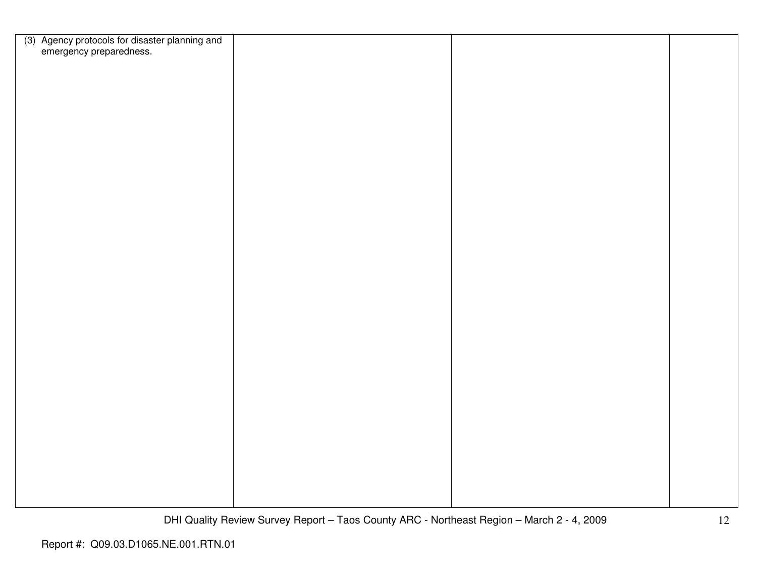| | | | |
|---|---|---|---|
| (3) Agency protocols for disaster planning and emergency preparedness. | | | |

Report #: Q09.03.D1065.NE.001.RTN.01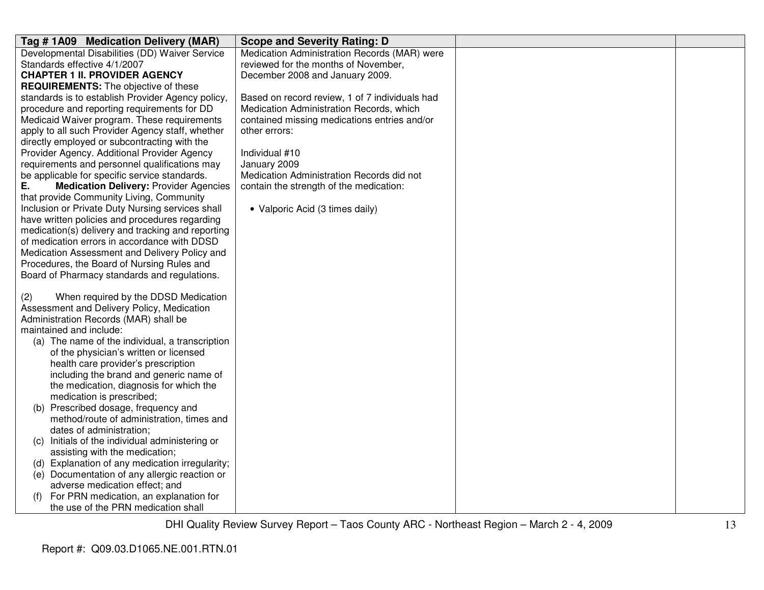| Tag # 1A09 Medication Delivery (MAR) | Scope and Severity Rating: D | | |
|---|---|---|---|
| Developmental Disabilities (DD) Waiver Service Standards effective 4/1/2007<br>**CHAPTER 1 II. PROVIDER AGENCY REQUIREMENTS:** The objective of these standards is to establish Provider Agency policy, procedure and reporting requirements for DD Medicaid Waiver program. These requirements apply to all such Provider Agency staff, whether directly employed or subcontracting with the Provider Agency. Additional Provider Agency requirements and personnel qualifications may be applicable for specific service standards.<br>**E. Medication Delivery:** Provider Agencies that provide Community Living, Community Inclusion or Private Duty Nursing services shall have written policies and procedures regarding medication(s) delivery and tracking and reporting of medication errors in accordance with DDSD Medication Assessment and Delivery Policy and Procedures, the Board of Nursing Rules and Board of Pharmacy standards and regulations.<br><br>(2) When required by the DDSD Medication Assessment and Delivery Policy, Medication Administration Records (MAR) shall be maintained and include:<br>(a) The name of the individual, a transcription of the physician's written or licensed health care provider's prescription including the brand and generic name of the medication, diagnosis for which the medication is prescribed;<br>(b) Prescribed dosage, frequency and method/route of administration, times and dates of administration;<br>(c) Initials of the individual administering or assisting with the medication;<br>(d) Explanation of any medication irregularity;<br>(e) Documentation of any allergic reaction or adverse medication effect; and<br>(f) For PRN medication, an explanation for the use of the PRN medication shall | Medication Administration Records (MAR) were reviewed for the months of November, December 2008 and January 2009.<br><br>Based on record review, 1 of 7 individuals had Medication Administration Records, which contained missing medications entries and/or other errors:<br><br>Individual #10<br>January 2009<br>Medication Administration Records did not contain the strength of the medication:<br><br>• Valporic Acid (3 times daily) | | |

DHI Quality Review Survey Report – Taos County ARC - Northeast Region – March 2 - 4, 2009

Report #: Q09.03.D1065.NE.001.RTN.01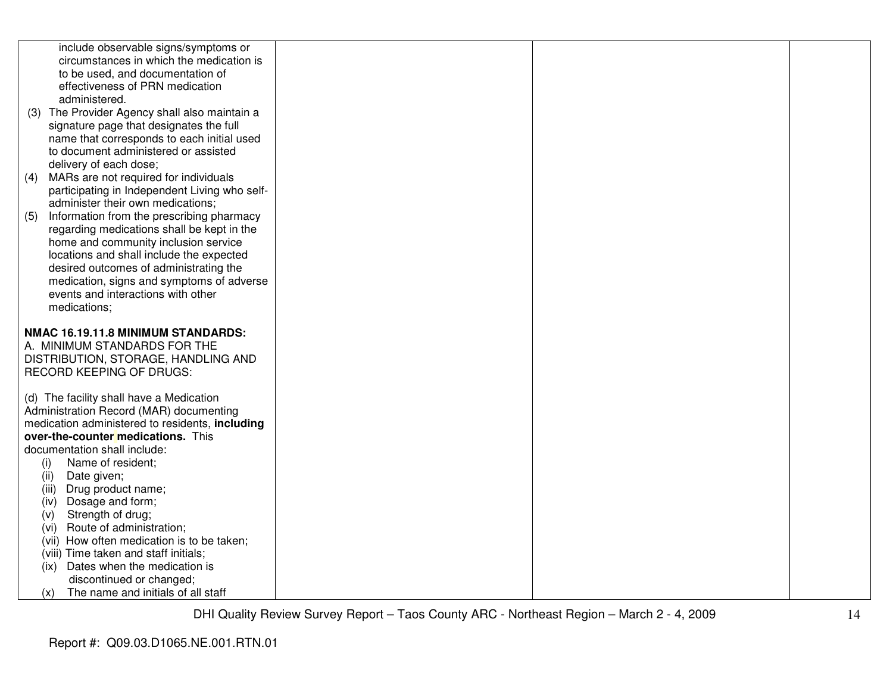| | | | |
|---|---|---|---|
| include observable signs/symptoms or circumstances in which the medication is to be used, and documentation of effectiveness of PRN medication administered.<br>(3) The Provider Agency shall also maintain a signature page that designates the full name that corresponds to each initial used to document administered or assisted delivery of each dose;<br>(4) MARs are not required for individuals participating in Independent Living who self-administer their own medications;<br>(5) Information from the prescribing pharmacy regarding medications shall be kept in the home and community inclusion service locations and shall include the expected desired outcomes of administrating the medication, signs and symptoms of adverse events and interactions with other medications;<br><br>**NMAC 16.19.11.8 MINIMUM STANDARDS:**<br>A. MINIMUM STANDARDS FOR THE DISTRIBUTION, STORAGE, HANDLING AND RECORD KEEPING OF DRUGS:<br><br>(d) The facility shall have a Medication Administration Record (MAR) documenting medication administered to residents, **including over-the-counter medications.** This documentation shall include:<br>(i) Name of resident;<br>(ii) Date given;<br>(iii) Drug product name;<br>(iv) Dosage and form;<br>(v) Strength of drug;<br>(vi) Route of administration;<br>(vii) How often medication is to be taken;<br>(viii) Time taken and staff initials;<br>(ix) Dates when the medication is discontinued or changed;<br>(x) The name and initials of all staff | | | |

DHI Quality Review Survey Report – Taos County ARC - Northeast Region – March 2 - 4, 2009

Report #: Q09.03.D1065.NE.001.RTN.01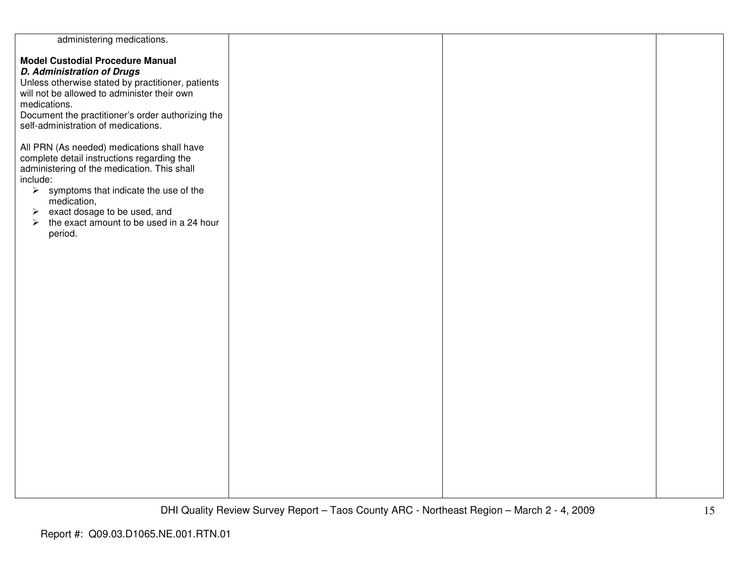| | | | |
|---|---|---|---|
| administering medications.<br><br>**Model Custodial Procedure Manual**<br>***D. Administration of Drugs***<br>Unless otherwise stated by practitioner, patients will not be allowed to administer their own medications.<br>Document the practitioner's order authorizing the self-administration of medications.<br><br>All PRN (As needed) medications shall have complete detail instructions regarding the administering of the medication. This shall include:<br>➢ symptoms that indicate the use of the medication,<br>➢ exact dosage to be used, and<br>➢ the exact amount to be used in a 24 hour period. | | | |

Report #: Q09.03.D1065.NE.001.RTN.01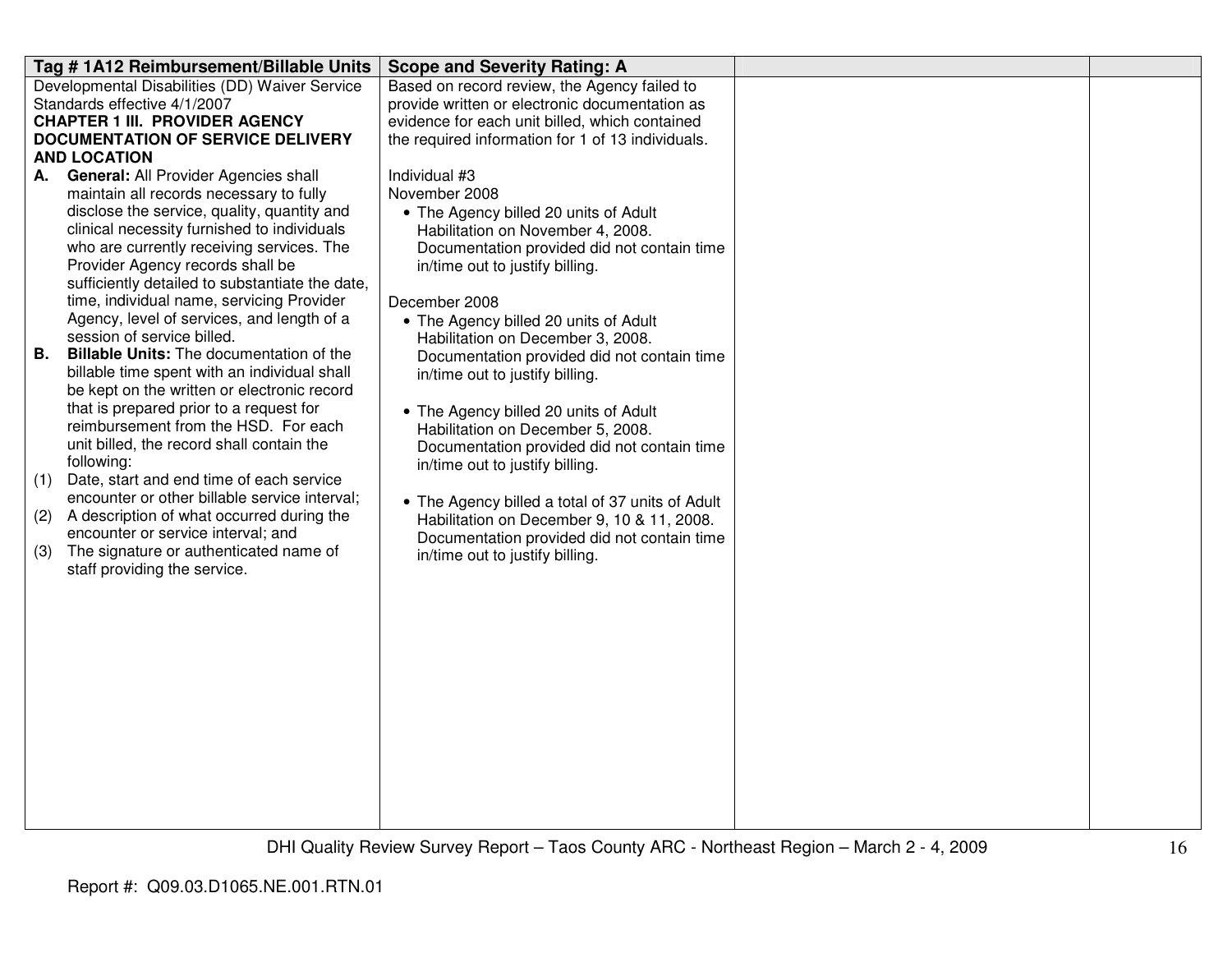| Tag # 1A12 Reimbursement/Billable Units | Scope and Severity Rating: A | | |
|---|---|---|---|
| Developmental Disabilities (DD) Waiver Service Standards effective 4/1/2007<br>**CHAPTER 1 III. PROVIDER AGENCY DOCUMENTATION OF SERVICE DELIVERY AND LOCATION**<br>**A. General:** All Provider Agencies shall maintain all records necessary to fully disclose the service, quality, quantity and clinical necessity furnished to individuals who are currently receiving services. The Provider Agency records shall be sufficiently detailed to substantiate the date, time, individual name, servicing Provider Agency, level of services, and length of a session of service billed.<br>**B. Billable Units:** The documentation of the billable time spent with an individual shall be kept on the written or electronic record that is prepared prior to a request for reimbursement from the HSD. For each unit billed, the record shall contain the following:<br>(1) Date, start and end time of each service encounter or other billable service interval;<br>(2) A description of what occurred during the encounter or service interval; and<br>(3) The signature or authenticated name of staff providing the service. | Based on record review, the Agency failed to provide written or electronic documentation as evidence for each unit billed, which contained the required information for 1 of 13 individuals.<br><br>Individual #3<br>November 2008<br>• The Agency billed 20 units of Adult Habilitation on November 4, 2008. Documentation provided did not contain time in/time out to justify billing.<br><br>December 2008<br>• The Agency billed 20 units of Adult Habilitation on December 3, 2008. Documentation provided did not contain time in/time out to justify billing.<br><br>• The Agency billed 20 units of Adult Habilitation on December 5, 2008. Documentation provided did not contain time in/time out to justify billing.<br><br>• The Agency billed a total of 37 units of Adult Habilitation on December 9, 10 & 11, 2008. Documentation provided did not contain time in/time out to justify billing. | | |

DHI Quality Review Survey Report – Taos County ARC - Northeast Region – March 2 - 4, 2009

Report #: Q09.03.D1065.NE.001.RTN.01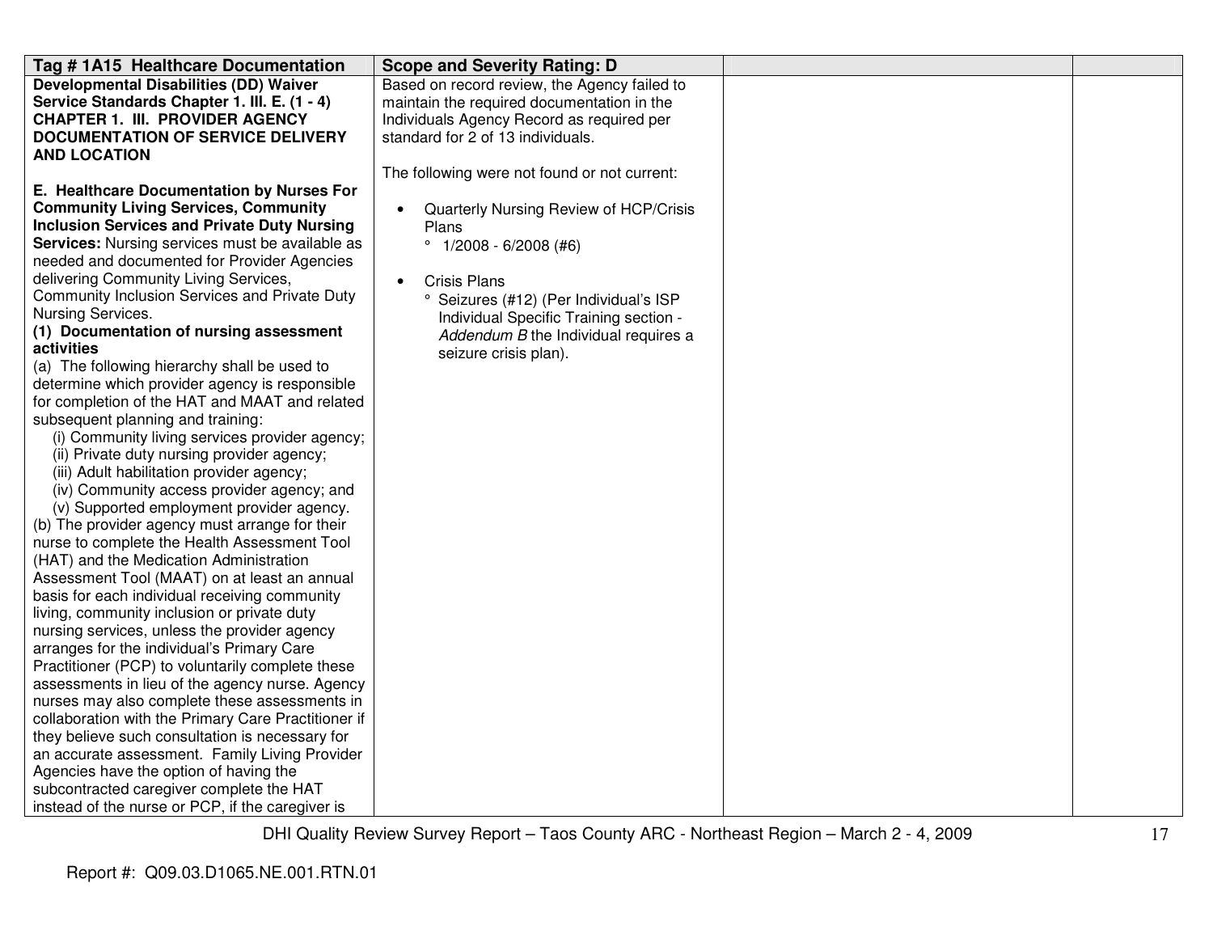| Tag # 1A15 Healthcare Documentation | Scope and Severity Rating: D | | |
|---|---|---|---|
| **Developmental Disabilities (DD) Waiver Service Standards Chapter 1. III. E. (1 - 4) CHAPTER 1. III. PROVIDER AGENCY DOCUMENTATION OF SERVICE DELIVERY AND LOCATION**<br><br>**E. Healthcare Documentation by Nurses For Community Living Services, Community Inclusion Services and Private Duty Nursing Services:** Nursing services must be available as needed and documented for Provider Agencies delivering Community Living Services, Community Inclusion Services and Private Duty Nursing Services.<br>**(1) Documentation of nursing assessment activities**<br>(a) The following hierarchy shall be used to determine which provider agency is responsible for completion of the HAT and MAAT and related subsequent planning and training:<br>(i) Community living services provider agency;<br>(ii) Private duty nursing provider agency;<br>(iii) Adult habilitation provider agency;<br>(iv) Community access provider agency; and<br>(v) Supported employment provider agency.<br>(b) The provider agency must arrange for their nurse to complete the Health Assessment Tool (HAT) and the Medication Administration Assessment Tool (MAAT) on at least an annual basis for each individual receiving community living, community inclusion or private duty nursing services, unless the provider agency arranges for the individual's Primary Care Practitioner (PCP) to voluntarily complete these assessments in lieu of the agency nurse. Agency nurses may also complete these assessments in collaboration with the Primary Care Practitioner if they believe such consultation is necessary for an accurate assessment. Family Living Provider Agencies have the option of having the subcontracted caregiver complete the HAT instead of the nurse or PCP, if the caregiver is | Based on record review, the Agency failed to maintain the required documentation in the Individuals Agency Record as required per standard for 2 of 13 individuals.<br><br>The following were not found or not current:<br><br>• Quarterly Nursing Review of HCP/Crisis Plans<br>° 1/2008 - 6/2008 (#6)<br><br>• Crisis Plans<br>° Seizures (#12) (Per Individual's ISP Individual Specific Training section - *Addendum B* the Individual requires a seizure crisis plan). | | |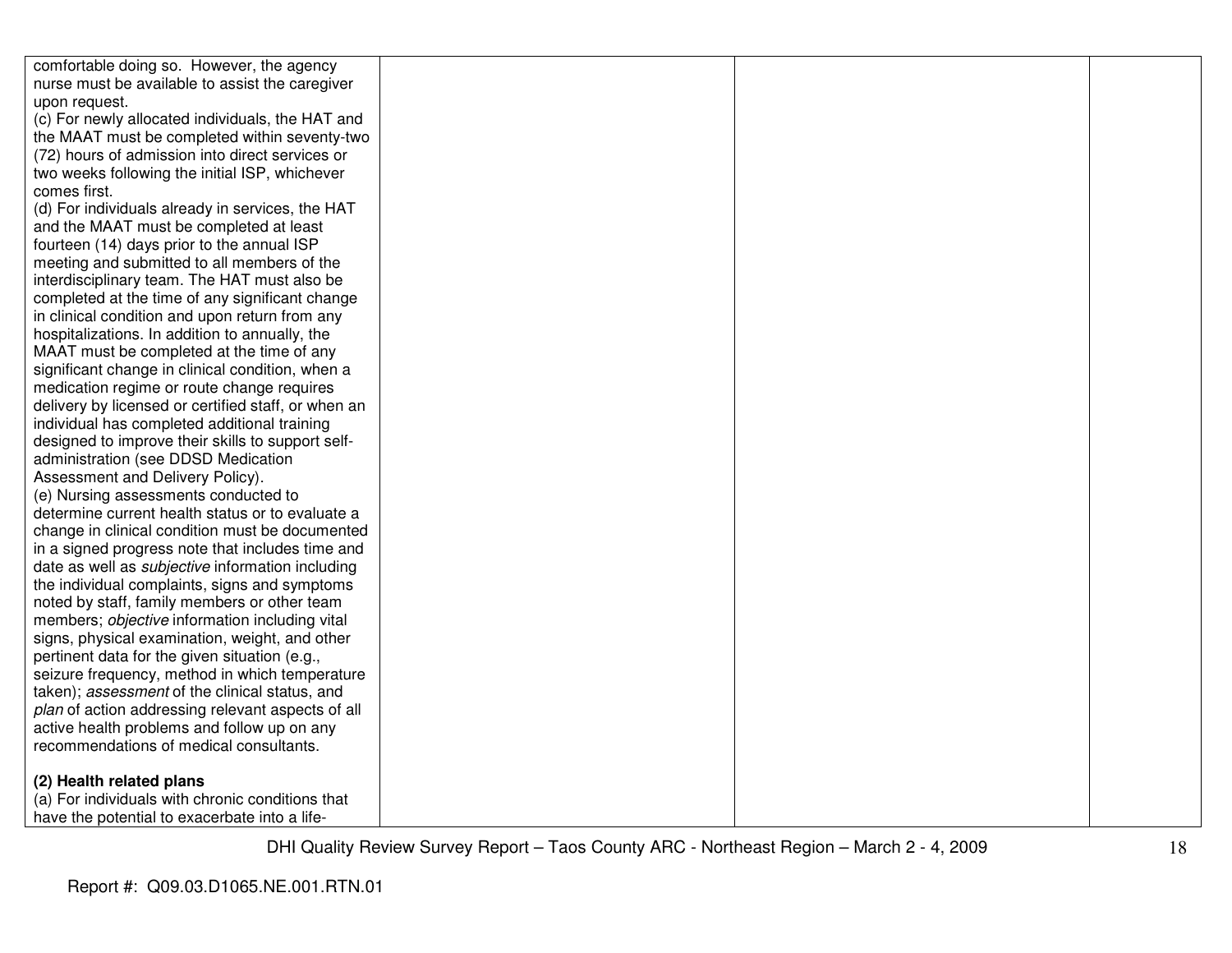| | | | |
|---|---|---|---|
| comfortable doing so. However, the agency nurse must be available to assist the caregiver upon request.<br>(c) For newly allocated individuals, the HAT and the MAAT must be completed within seventy-two (72) hours of admission into direct services or two weeks following the initial ISP, whichever comes first.<br>(d) For individuals already in services, the HAT and the MAAT must be completed at least fourteen (14) days prior to the annual ISP meeting and submitted to all members of the interdisciplinary team. The HAT must also be completed at the time of any significant change in clinical condition and upon return from any hospitalizations. In addition to annually, the MAAT must be completed at the time of any significant change in clinical condition, when a medication regime or route change requires delivery by licensed or certified staff, or when an individual has completed additional training designed to improve their skills to support self-administration (see DDSD Medication Assessment and Delivery Policy).<br>(e) Nursing assessments conducted to determine current health status or to evaluate a change in clinical condition must be documented in a signed progress note that includes time and date as well as *subjective* information including the individual complaints, signs and symptoms noted by staff, family members or other team members; *objective* information including vital signs, physical examination, weight, and other pertinent data for the given situation (e.g., seizure frequency, method in which temperature taken); *assessment* of the clinical status, and *plan* of action addressing relevant aspects of all active health problems and follow up on any recommendations of medical consultants.<br><br>**(2) Health related plans**<br>(a) For individuals with chronic conditions that have the potential to exacerbate into a life- | | | |

DHI Quality Review Survey Report – Taos County ARC - Northeast Region – March 2 - 4, 2009

Report #: Q09.03.D1065.NE.001.RTN.01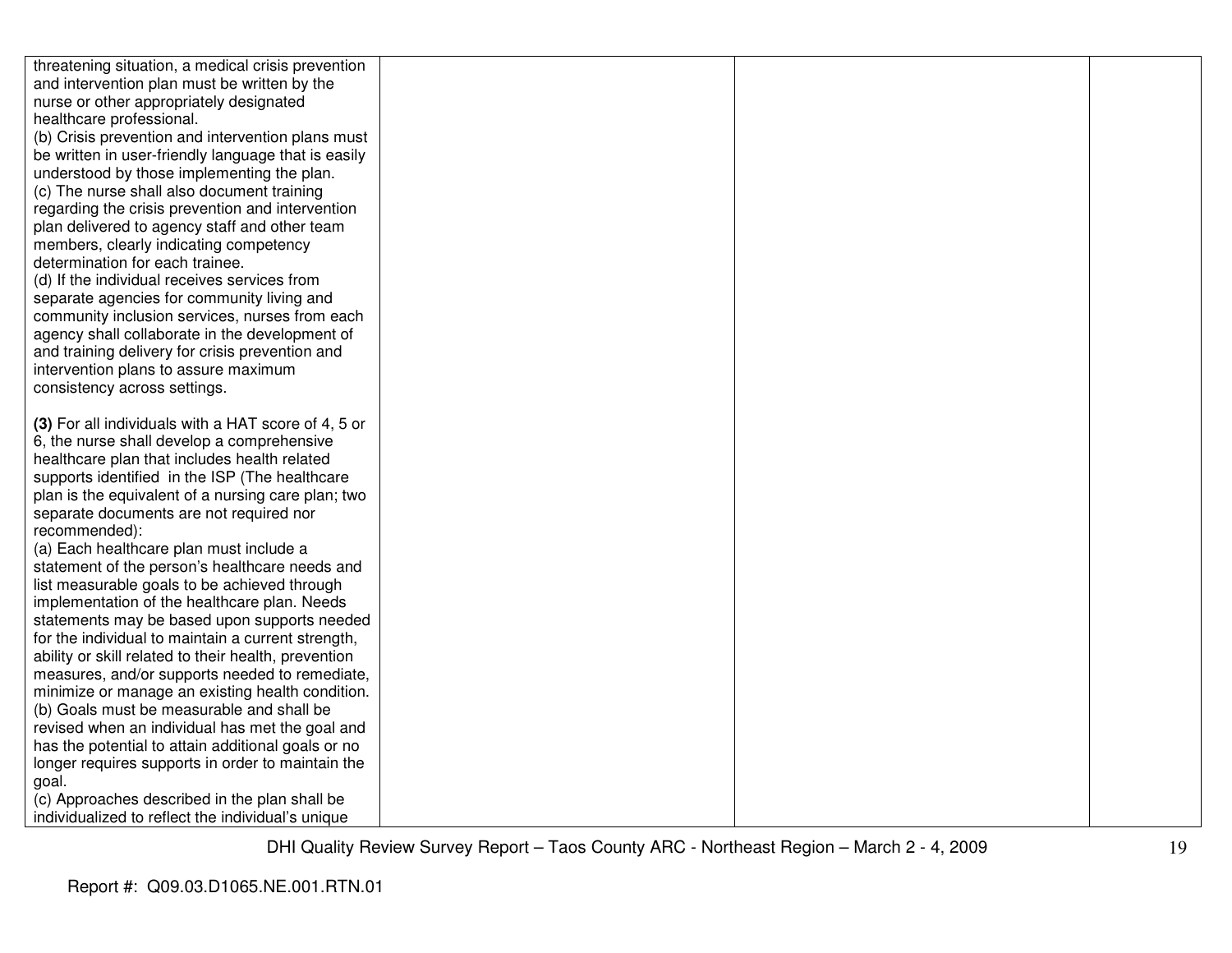| | | | |
|---|---|---|---|
| threatening situation, a medical crisis prevention and intervention plan must be written by the nurse or other appropriately designated healthcare professional.<br>(b) Crisis prevention and intervention plans must be written in user-friendly language that is easily understood by those implementing the plan.<br>(c) The nurse shall also document training regarding the crisis prevention and intervention plan delivered to agency staff and other team members, clearly indicating competency determination for each trainee.<br>(d) If the individual receives services from separate agencies for community living and community inclusion services, nurses from each agency shall collaborate in the development of and training delivery for crisis prevention and intervention plans to assure maximum consistency across settings.<br><br>**(3)** For all individuals with a HAT score of 4, 5 or 6, the nurse shall develop a comprehensive healthcare plan that includes health related supports identified in the ISP (The healthcare plan is the equivalent of a nursing care plan; two separate documents are not required nor recommended):<br>(a) Each healthcare plan must include a statement of the person's healthcare needs and list measurable goals to be achieved through implementation of the healthcare plan. Needs statements may be based upon supports needed for the individual to maintain a current strength, ability or skill related to their health, prevention measures, and/or supports needed to remediate, minimize or manage an existing health condition.<br>(b) Goals must be measurable and shall be revised when an individual has met the goal and has the potential to attain additional goals or no longer requires supports in order to maintain the goal.<br>(c) Approaches described in the plan shall be individualized to reflect the individual's unique | | | |

Report #: Q09.03.D1065.NE.001.RTN.01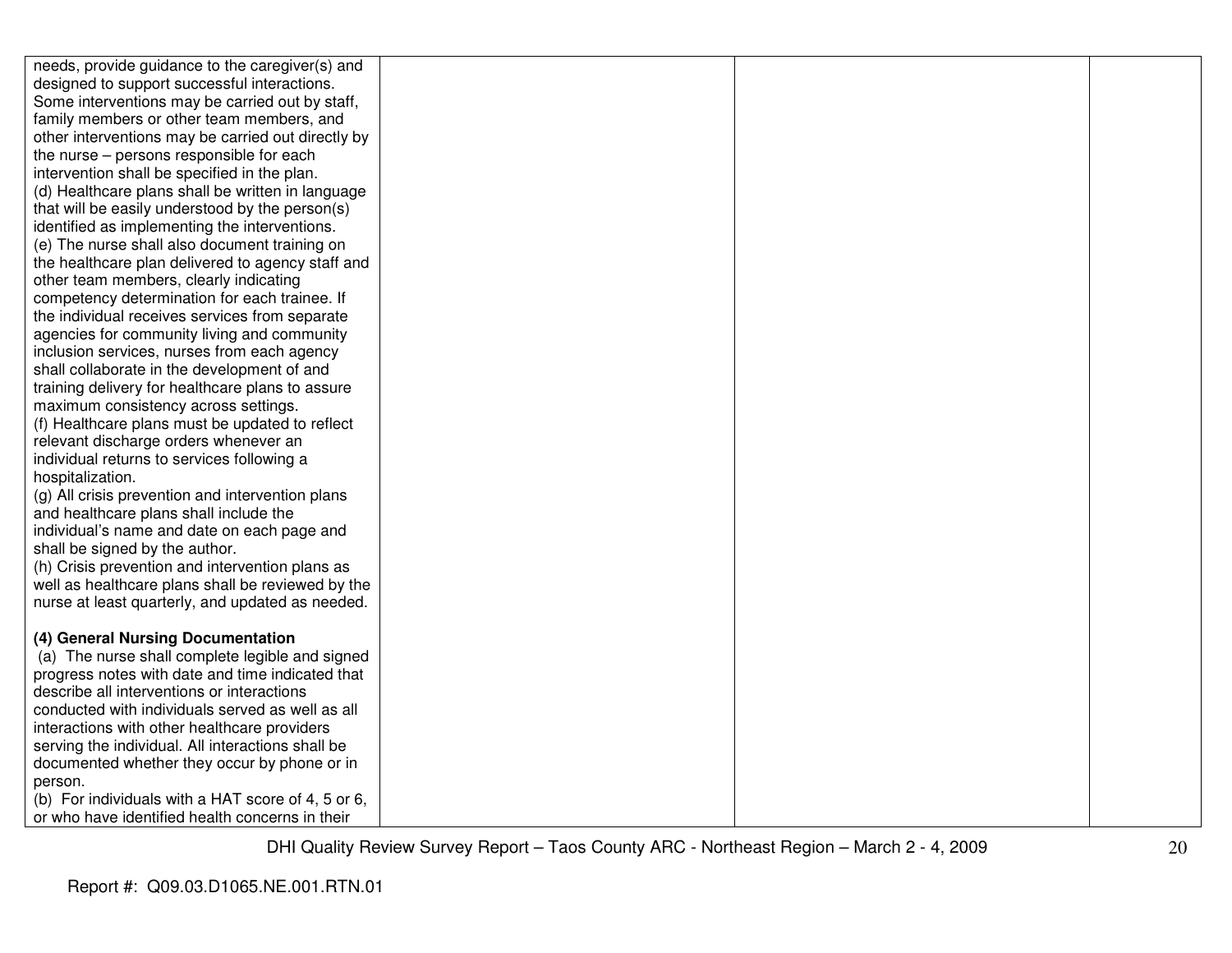| | | | |
|---|---|---|---|
| needs, provide guidance to the caregiver(s) and designed to support successful interactions. Some interventions may be carried out by staff, family members or other team members, and other interventions may be carried out directly by the nurse – persons responsible for each intervention shall be specified in the plan.<br>(d) Healthcare plans shall be written in language that will be easily understood by the person(s) identified as implementing the interventions.<br>(e) The nurse shall also document training on the healthcare plan delivered to agency staff and other team members, clearly indicating competency determination for each trainee. If the individual receives services from separate agencies for community living and community inclusion services, nurses from each agency shall collaborate in the development of and training delivery for healthcare plans to assure maximum consistency across settings.<br>(f) Healthcare plans must be updated to reflect relevant discharge orders whenever an individual returns to services following a hospitalization.<br>(g) All crisis prevention and intervention plans and healthcare plans shall include the individual's name and date on each page and shall be signed by the author.<br>(h) Crisis prevention and intervention plans as well as healthcare plans shall be reviewed by the nurse at least quarterly, and updated as needed.<br><br>**(4) General Nursing Documentation**<br>(a) The nurse shall complete legible and signed progress notes with date and time indicated that describe all interventions or interactions conducted with individuals served as well as all interactions with other healthcare providers serving the individual. All interactions shall be documented whether they occur by phone or in person.<br>(b) For individuals with a HAT score of 4, 5 or 6, or who have identified health concerns in their | | | |

DHI Quality Review Survey Report – Taos County ARC - Northeast Region – March 2 - 4, 2009

Report #: Q09.03.D1065.NE.001.RTN.01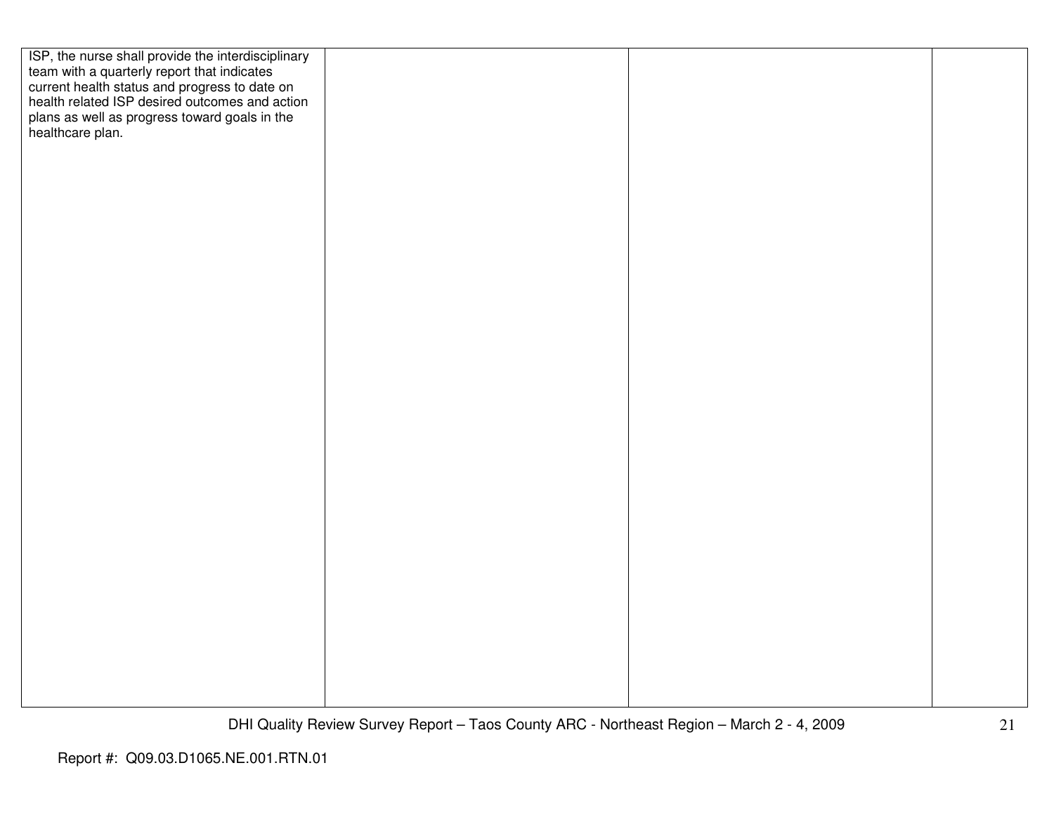| | | | |
|---|---|---|---|
| ISP, the nurse shall provide the interdisciplinary team with a quarterly report that indicates current health status and progress to date on health related ISP desired outcomes and action plans as well as progress toward goals in the healthcare plan. | | | |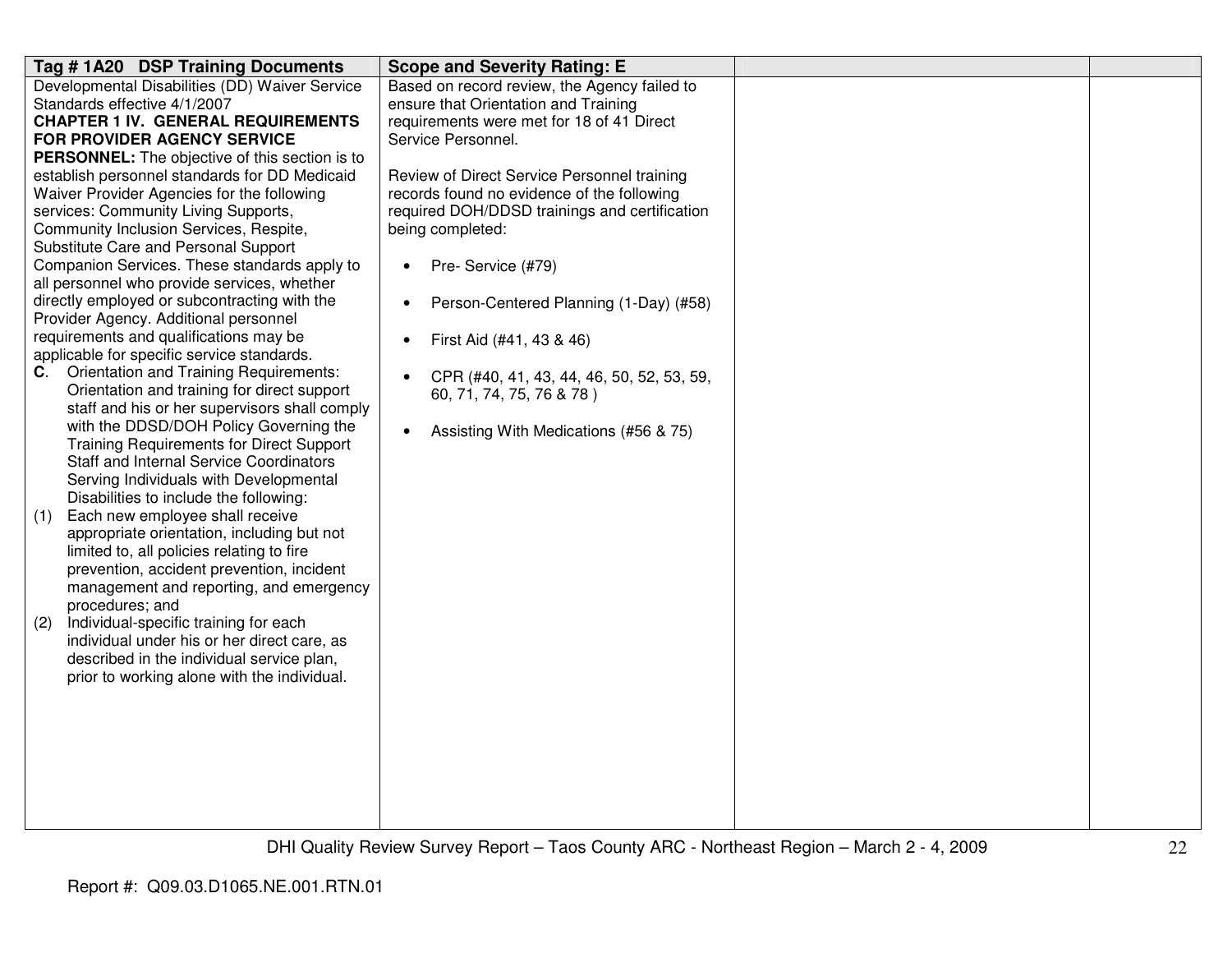| Tag # 1A20 DSP Training Documents | Scope and Severity Rating: E | | |
|---|---|---|---|
| Developmental Disabilities (DD) Waiver Service Standards effective 4/1/2007<br>**CHAPTER 1 IV. GENERAL REQUIREMENTS FOR PROVIDER AGENCY SERVICE PERSONNEL:** The objective of this section is to establish personnel standards for DD Medicaid Waiver Provider Agencies for the following services: Community Living Supports, Community Inclusion Services, Respite, Substitute Care and Personal Support Companion Services. These standards apply to all personnel who provide services, whether directly employed or subcontracting with the Provider Agency. Additional personnel requirements and qualifications may be applicable for specific service standards.<br>**C**. Orientation and Training Requirements: Orientation and training for direct support staff and his or her supervisors shall comply with the DDSD/DOH Policy Governing the Training Requirements for Direct Support Staff and Internal Service Coordinators Serving Individuals with Developmental Disabilities to include the following:<br>(1) Each new employee shall receive appropriate orientation, including but not limited to, all policies relating to fire prevention, accident prevention, incident management and reporting, and emergency procedures; and<br>(2) Individual-specific training for each individual under his or her direct care, as described in the individual service plan, prior to working alone with the individual. | Based on record review, the Agency failed to ensure that Orientation and Training requirements were met for 18 of 41 Direct Service Personnel.<br><br>Review of Direct Service Personnel training records found no evidence of the following required DOH/DDSD trainings and certification being completed:<br><br>• Pre- Service (#79)<br>• Person-Centered Planning (1-Day) (#58)<br>• First Aid (#41, 43 & 46)<br>• CPR (#40, 41, 43, 44, 46, 50, 52, 53, 59, 60, 71, 74, 75, 76 & 78 )<br>• Assisting With Medications (#56 & 75) | | |

Report #: Q09.03.D1065.NE.001.RTN.01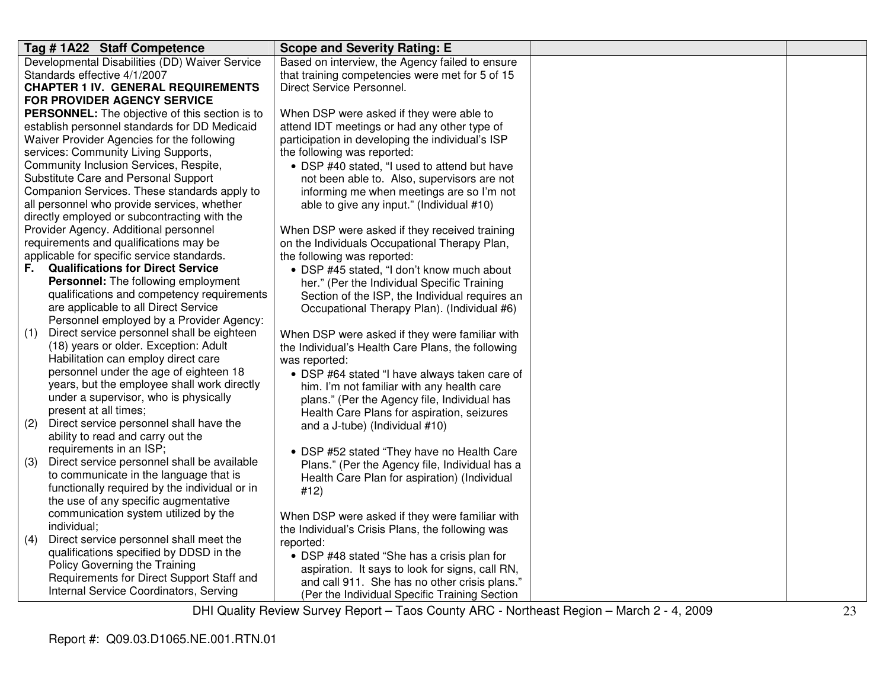| Tag # 1A22 Staff Competence | Scope and Severity Rating: E | | |
|---|---|---|---|
| Developmental Disabilities (DD) Waiver Service Standards effective 4/1/2007<br>**CHAPTER 1 IV. GENERAL REQUIREMENTS FOR PROVIDER AGENCY SERVICE PERSONNEL:** The objective of this section is to establish personnel standards for DD Medicaid Waiver Provider Agencies for the following services: Community Living Supports, Community Inclusion Services, Respite, Substitute Care and Personal Support Companion Services. These standards apply to all personnel who provide services, whether directly employed or subcontracting with the Provider Agency. Additional personnel requirements and qualifications may be applicable for specific service standards.<br>**F. Qualifications for Direct Service Personnel:** The following employment qualifications and competency requirements are applicable to all Direct Service Personnel employed by a Provider Agency:<br>(1) Direct service personnel shall be eighteen (18) years or older. Exception: Adult Habilitation can employ direct care personnel under the age of eighteen 18 years, but the employee shall work directly under a supervisor, who is physically present at all times;<br>(2) Direct service personnel shall have the ability to read and carry out the requirements in an ISP;<br>(3) Direct service personnel shall be available to communicate in the language that is functionally required by the individual or in the use of any specific augmentative communication system utilized by the individual;<br>(4) Direct service personnel shall meet the qualifications specified by DDSD in the Policy Governing the Training Requirements for Direct Support Staff and Internal Service Coordinators, Serving | Based on interview, the Agency failed to ensure that training competencies were met for 5 of 15 Direct Service Personnel.<br><br>When DSP were asked if they were able to attend IDT meetings or had any other type of participation in developing the individual's ISP the following was reported:<br>• DSP #40 stated, "I used to attend but have not been able to. Also, supervisors are not informing me when meetings are so I'm not able to give any input." (Individual #10)<br><br>When DSP were asked if they received training on the Individuals Occupational Therapy Plan, the following was reported:<br>• DSP #45 stated, "I don't know much about her." (Per the Individual Specific Training Section of the ISP, the Individual requires an Occupational Therapy Plan). (Individual #6)<br><br>When DSP were asked if they were familiar with the Individual's Health Care Plans, the following was reported:<br>• DSP #64 stated "I have always taken care of him. I'm not familiar with any health care plans." (Per the Agency file, Individual has Health Care Plans for aspiration, seizures and a J-tube) (Individual #10)<br><br>• DSP #52 stated "They have no Health Care Plans." (Per the Agency file, Individual has a Health Care Plan for aspiration) (Individual #12)<br><br>When DSP were asked if they were familiar with the Individual's Crisis Plans, the following was reported:<br>• DSP #48 stated "She has a crisis plan for aspiration. It says to look for signs, call RN, and call 911. She has no other crisis plans." (Per the Individual Specific Training Section | | |

DHI Quality Review Survey Report – Taos County ARC - Northeast Region – March 2 - 4, 2009

Report #: Q09.03.D1065.NE.001.RTN.01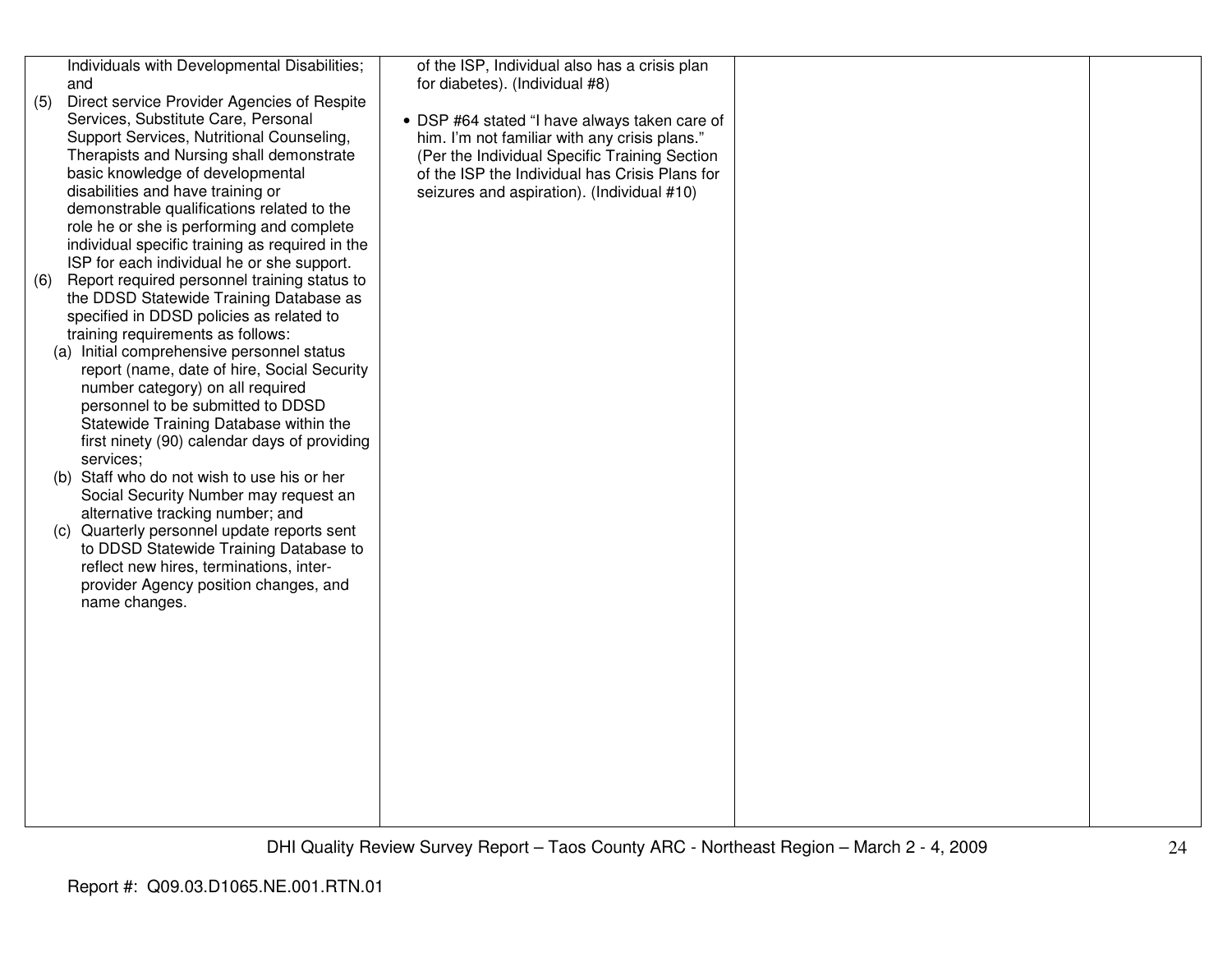| | | | |
|---|---|---|---|
| Individuals with Developmental Disabilities; and<br>(5) Direct service Provider Agencies of Respite Services, Substitute Care, Personal Support Services, Nutritional Counseling, Therapists and Nursing shall demonstrate basic knowledge of developmental disabilities and have training or demonstrable qualifications related to the role he or she is performing and complete individual specific training as required in the ISP for each individual he or she support.<br>(6) Report required personnel training status to the DDSD Statewide Training Database as specified in DDSD policies as related to training requirements as follows:<br>(a) Initial comprehensive personnel status report (name, date of hire, Social Security number category) on all required personnel to be submitted to DDSD Statewide Training Database within the first ninety (90) calendar days of providing services;<br>(b) Staff who do not wish to use his or her Social Security Number may request an alternative tracking number; and<br>(c) Quarterly personnel update reports sent to DDSD Statewide Training Database to reflect new hires, terminations, inter-provider Agency position changes, and name changes. | of the ISP, Individual also has a crisis plan for diabetes). (Individual #8)<br><br>• DSP #64 stated "I have always taken care of him. I'm not familiar with any crisis plans." (Per the Individual Specific Training Section of the ISP the Individual has Crisis Plans for seizures and aspiration). (Individual #10) | | |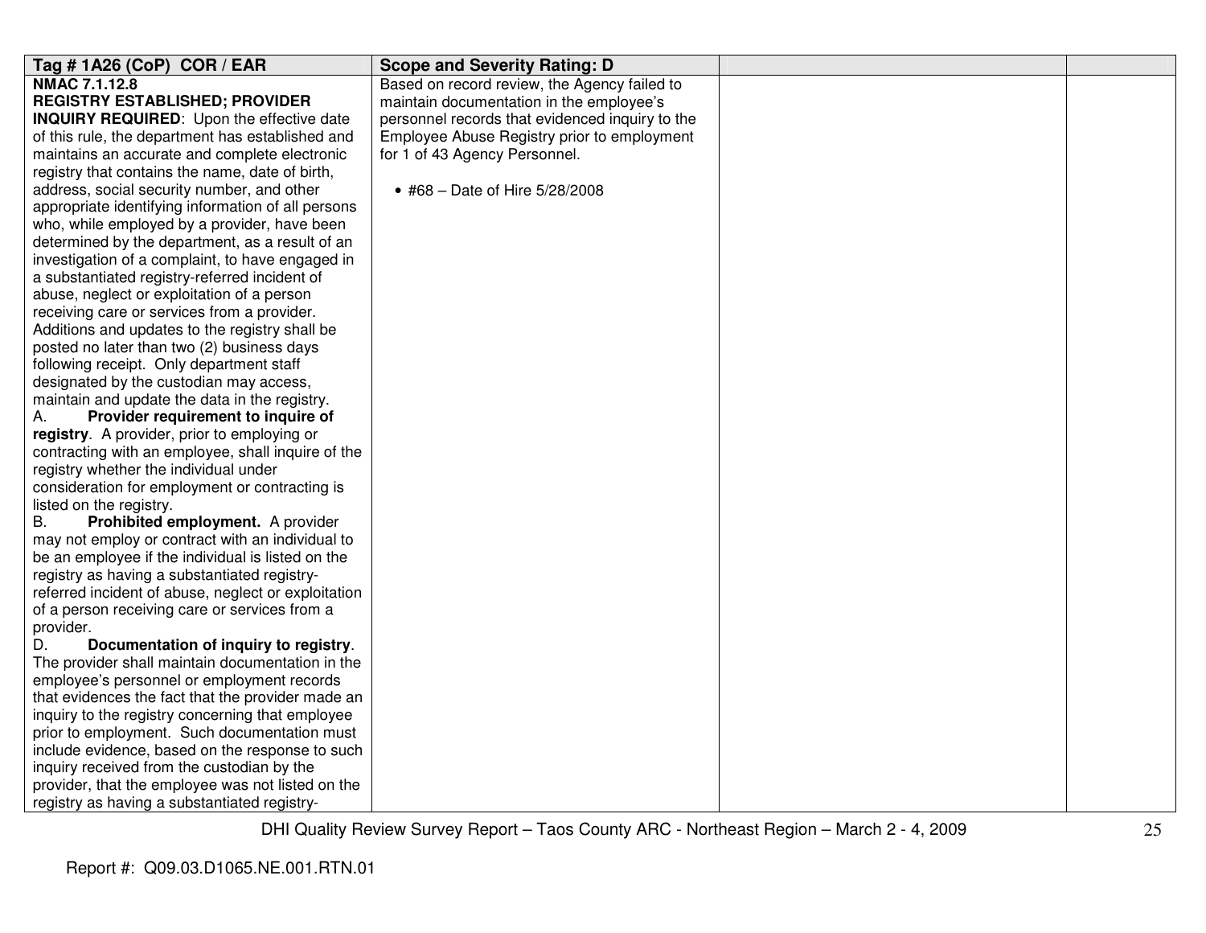| Tag # 1A26 (CoP) COR / EAR | Scope and Severity Rating: D | | |
|---|---|---|---|
| **NMAC 7.1.12.8**<br>**REGISTRY ESTABLISHED; PROVIDER INQUIRY REQUIRED**: Upon the effective date of this rule, the department has established and maintains an accurate and complete electronic registry that contains the name, date of birth, address, social security number, and other appropriate identifying information of all persons who, while employed by a provider, have been determined by the department, as a result of an investigation of a complaint, to have engaged in a substantiated registry-referred incident of abuse, neglect or exploitation of a person receiving care or services from a provider. Additions and updates to the registry shall be posted no later than two (2) business days following receipt. Only department staff designated by the custodian may access, maintain and update the data in the registry.<br>A. **Provider requirement to inquire of registry**. A provider, prior to employing or contracting with an employee, shall inquire of the registry whether the individual under consideration for employment or contracting is listed on the registry.<br>B. **Prohibited employment.** A provider may not employ or contract with an individual to be an employee if the individual is listed on the registry as having a substantiated registry-referred incident of abuse, neglect or exploitation of a person receiving care or services from a provider.<br>D. **Documentation of inquiry to registry**. The provider shall maintain documentation in the employee's personnel or employment records that evidences the fact that the provider made an inquiry to the registry concerning that employee prior to employment. Such documentation must include evidence, based on the response to such inquiry received from the custodian by the provider, that the employee was not listed on the registry as having a substantiated registry- | Based on record review, the Agency failed to maintain documentation in the employee's personnel records that evidenced inquiry to the Employee Abuse Registry prior to employment for 1 of 43 Agency Personnel.<br><br>• #68 – Date of Hire 5/28/2008 | | |

Report #: Q09.03.D1065.NE.001.RTN.01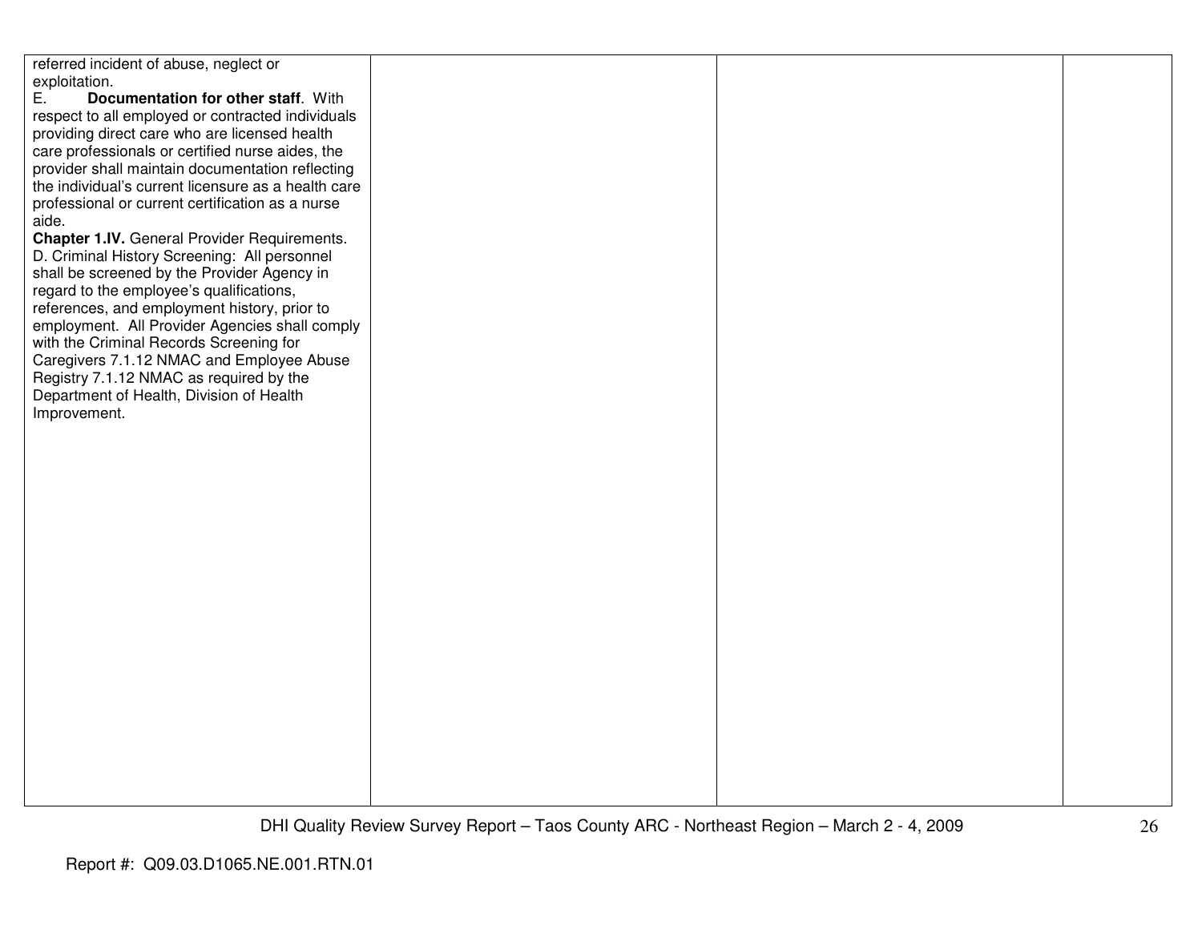| | | | |
|---|---|---|---|
| referred incident of abuse, neglect or exploitation.<br>E. **Documentation for other staff**. With respect to all employed or contracted individuals providing direct care who are licensed health care professionals or certified nurse aides, the provider shall maintain documentation reflecting the individual's current licensure as a health care professional or current certification as a nurse aide.<br>**Chapter 1.IV.** General Provider Requirements. D. Criminal History Screening: All personnel shall be screened by the Provider Agency in regard to the employee's qualifications, references, and employment history, prior to employment. All Provider Agencies shall comply with the Criminal Records Screening for Caregivers 7.1.12 NMAC and Employee Abuse Registry 7.1.12 NMAC as required by the Department of Health, Division of Health Improvement. | | | |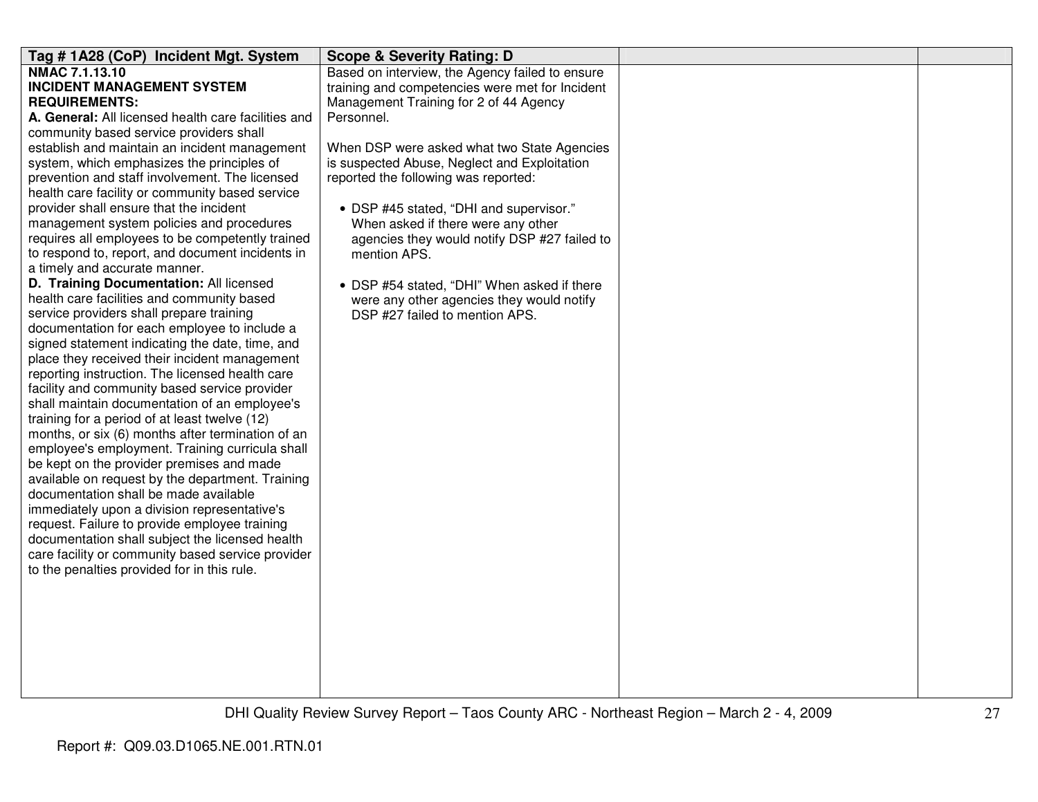| Tag # 1A28 (CoP) Incident Mgt. System | Scope & Severity Rating: D | | |
|---|---|---|---|
| **NMAC 7.1.13.10**<br>**INCIDENT MANAGEMENT SYSTEM REQUIREMENTS:**<br>**A. General:** All licensed health care facilities and community based service providers shall establish and maintain an incident management system, which emphasizes the principles of prevention and staff involvement. The licensed health care facility or community based service provider shall ensure that the incident management system policies and procedures requires all employees to be competently trained to respond to, report, and document incidents in a timely and accurate manner.<br>**D. Training Documentation:** All licensed health care facilities and community based service providers shall prepare training documentation for each employee to include a signed statement indicating the date, time, and place they received their incident management reporting instruction. The licensed health care facility and community based service provider shall maintain documentation of an employee's training for a period of at least twelve (12) months, or six (6) months after termination of an employee's employment. Training curricula shall be kept on the provider premises and made available on request by the department. Training documentation shall be made available immediately upon a division representative's request. Failure to provide employee training documentation shall subject the licensed health care facility or community based service provider to the penalties provided for in this rule. | Based on interview, the Agency failed to ensure training and competencies were met for Incident Management Training for 2 of 44 Agency Personnel.<br><br>When DSP were asked what two State Agencies is suspected Abuse, Neglect and Exploitation reported the following was reported:<br><br>• DSP #45 stated, "DHI and supervisor." When asked if there were any other agencies they would notify DSP #27 failed to mention APS.<br><br>• DSP #54 stated, "DHI" When asked if there were any other agencies they would notify DSP #27 failed to mention APS. | | |

DHI Quality Review Survey Report – Taos County ARC - Northeast Region – March 2 - 4, 2009

Report #: Q09.03.D1065.NE.001.RTN.01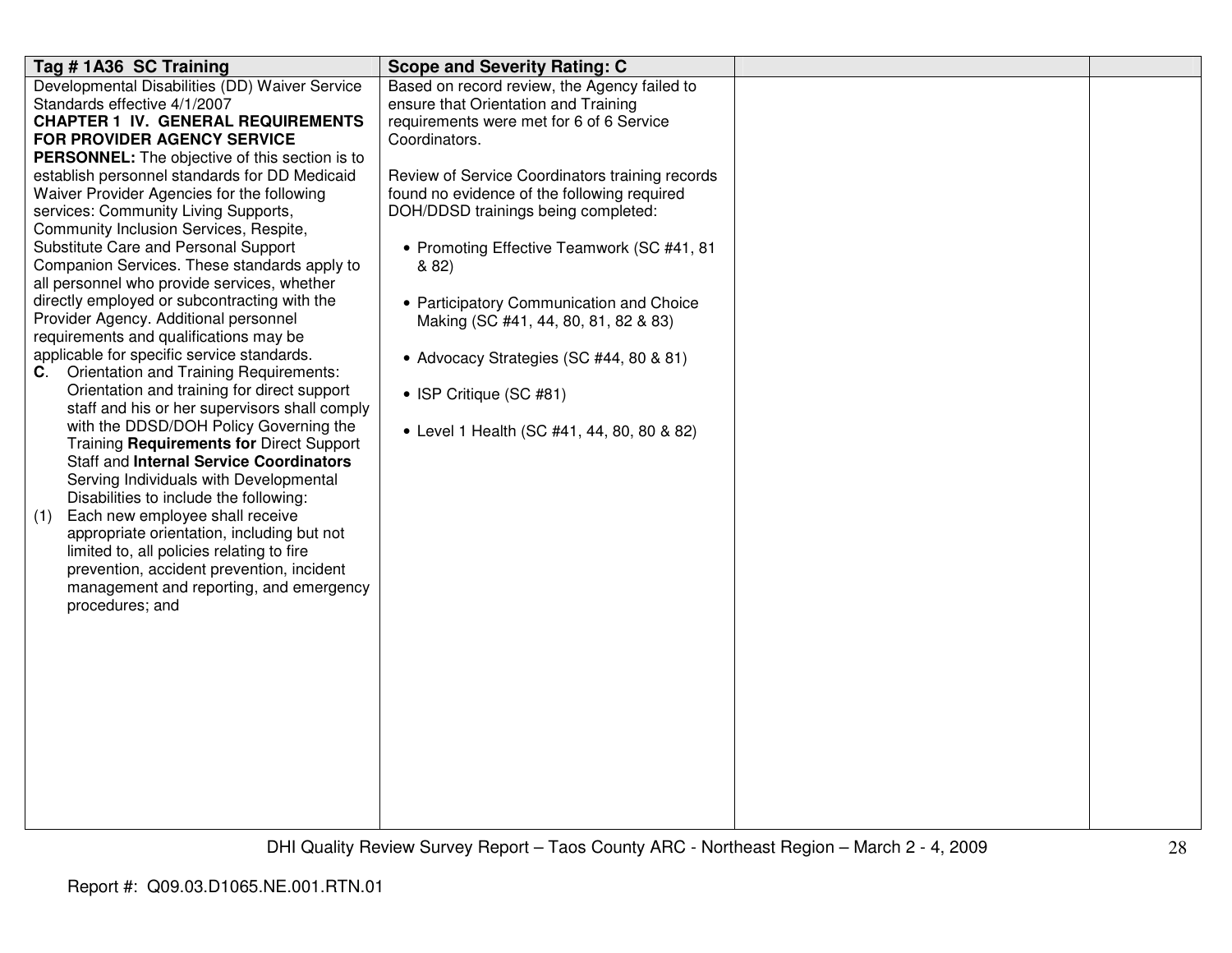| Tag # 1A36 SC Training | Scope and Severity Rating: C | | |
|---|---|---|---|
| Developmental Disabilities (DD) Waiver Service Standards effective 4/1/2007<br>**CHAPTER 1 IV. GENERAL REQUIREMENTS FOR PROVIDER AGENCY SERVICE PERSONNEL:** The objective of this section is to establish personnel standards for DD Medicaid Waiver Provider Agencies for the following services: Community Living Supports, Community Inclusion Services, Respite, Substitute Care and Personal Support Companion Services. These standards apply to all personnel who provide services, whether directly employed or subcontracting with the Provider Agency. Additional personnel requirements and qualifications may be applicable for specific service standards.<br>**C**. Orientation and Training Requirements: Orientation and training for direct support staff and his or her supervisors shall comply with the DDSD/DOH Policy Governing the Training **Requirements for** Direct Support Staff and **Internal Service Coordinators** Serving Individuals with Developmental Disabilities to include the following:<br>(1) Each new employee shall receive appropriate orientation, including but not limited to, all policies relating to fire prevention, accident prevention, incident management and reporting, and emergency procedures; and | Based on record review, the Agency failed to ensure that Orientation and Training requirements were met for 6 of 6 Service Coordinators.<br><br>Review of Service Coordinators training records found no evidence of the following required DOH/DDSD trainings being completed:<br><br>• Promoting Effective Teamwork (SC #41, 81 & 82)<br><br>• Participatory Communication and Choice Making (SC #41, 44, 80, 81, 82 & 83)<br><br>• Advocacy Strategies (SC #44, 80 & 81)<br><br>• ISP Critique (SC #81)<br><br>• Level 1 Health (SC #41, 44, 80, 80 & 82) | | |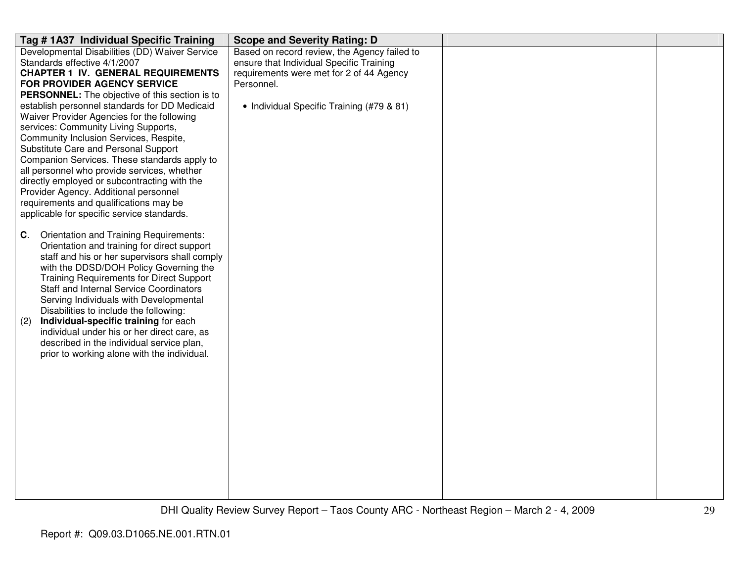| Tag # 1A37 Individual Specific Training | Scope and Severity Rating: D | | |
|---|---|---|---|
| Developmental Disabilities (DD) Waiver Service Standards effective 4/1/2007<br>**CHAPTER 1 IV. GENERAL REQUIREMENTS FOR PROVIDER AGENCY SERVICE PERSONNEL:** The objective of this section is to establish personnel standards for DD Medicaid Waiver Provider Agencies for the following services: Community Living Supports, Community Inclusion Services, Respite, Substitute Care and Personal Support Companion Services. These standards apply to all personnel who provide services, whether directly employed or subcontracting with the Provider Agency. Additional personnel requirements and qualifications may be applicable for specific service standards.<br><br>**C**. Orientation and Training Requirements: Orientation and training for direct support staff and his or her supervisors shall comply with the DDSD/DOH Policy Governing the Training Requirements for Direct Support Staff and Internal Service Coordinators Serving Individuals with Developmental Disabilities to include the following:<br>(2) **Individual-specific training** for each individual under his or her direct care, as described in the individual service plan, prior to working alone with the individual. | Based on record review, the Agency failed to ensure that Individual Specific Training requirements were met for 2 of 44 Agency Personnel.<br><br>• Individual Specific Training (#79 & 81) | | |

DHI Quality Review Survey Report – Taos County ARC - Northeast Region – March 2 - 4, 2009

Report #: Q09.03.D1065.NE.001.RTN.01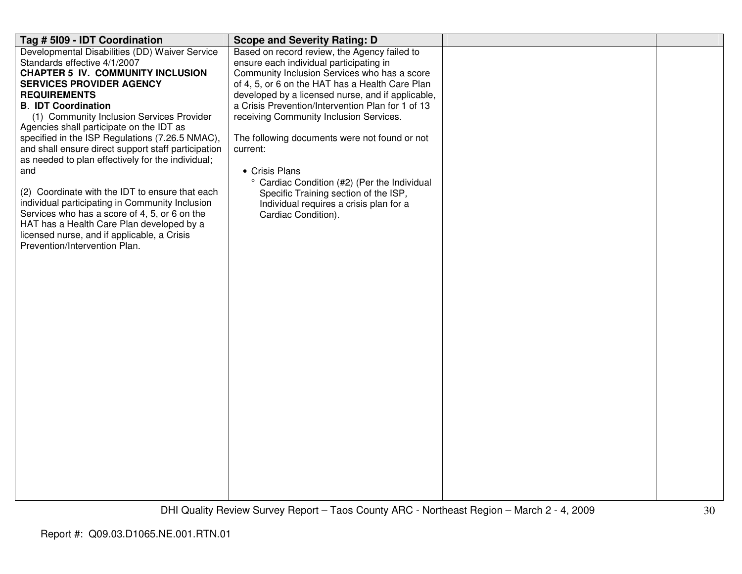| Tag # 5I09 - IDT Coordination | Scope and Severity Rating: D | | |
|---|---|---|---|
| Developmental Disabilities (DD) Waiver Service Standards effective 4/1/2007<br>**CHAPTER 5 IV. COMMUNITY INCLUSION SERVICES PROVIDER AGENCY REQUIREMENTS**<br>**B. IDT Coordination**<br>(1) Community Inclusion Services Provider Agencies shall participate on the IDT as specified in the ISP Regulations (7.26.5 NMAC), and shall ensure direct support staff participation as needed to plan effectively for the individual; and<br><br>(2) Coordinate with the IDT to ensure that each individual participating in Community Inclusion Services who has a score of 4, 5, or 6 on the HAT has a Health Care Plan developed by a licensed nurse, and if applicable, a Crisis Prevention/Intervention Plan. | Based on record review, the Agency failed to ensure each individual participating in Community Inclusion Services who has a score of 4, 5, or 6 on the HAT has a Health Care Plan developed by a licensed nurse, and if applicable, a Crisis Prevention/Intervention Plan for 1 of 13 receiving Community Inclusion Services.<br><br>The following documents were not found or not current:<br><br>• Crisis Plans<br>° Cardiac Condition (#2) (Per the Individual Specific Training section of the ISP, Individual requires a crisis plan for a Cardiac Condition). | | |

Report #: Q09.03.D1065.NE.001.RTN.01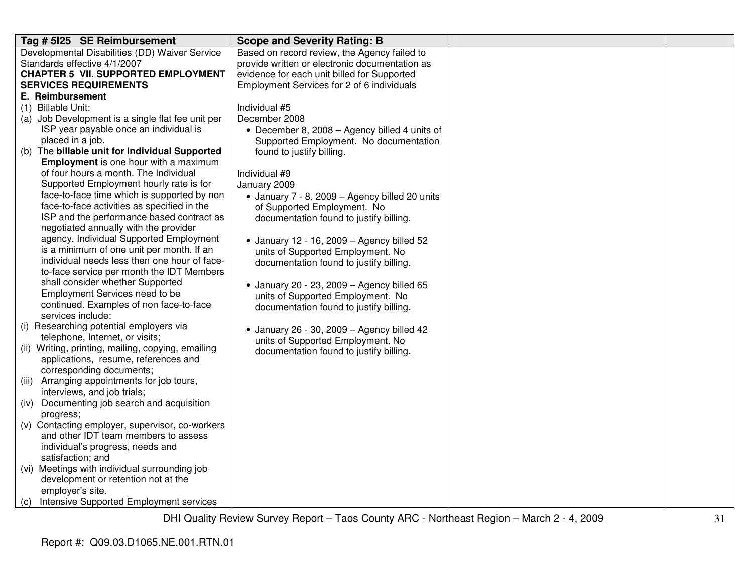| Tag # 5I25 SE Reimbursement | Scope and Severity Rating: B | | |
|---|---|---|---|
| Developmental Disabilities (DD) Waiver Service Standards effective 4/1/2007<br>**CHAPTER 5 VII. SUPPORTED EMPLOYMENT SERVICES REQUIREMENTS**<br>**E. Reimbursement**<br>(1) Billable Unit:<br>(a) Job Development is a single flat fee unit per ISP year payable once an individual is placed in a job.<br>(b) The **billable unit for Individual Supported Employment** is one hour with a maximum of four hours a month. The Individual Supported Employment hourly rate is for face-to-face time which is supported by non face-to-face activities as specified in the ISP and the performance based contract as negotiated annually with the provider agency. Individual Supported Employment is a minimum of one unit per month. If an individual needs less then one hour of face-to-face service per month the IDT Members shall consider whether Supported Employment Services need to be continued. Examples of non face-to-face services include:<br>(i) Researching potential employers via telephone, Internet, or visits;<br>(ii) Writing, printing, mailing, copying, emailing applications, resume, references and corresponding documents;<br>(iii) Arranging appointments for job tours, interviews, and job trials;<br>(iv) Documenting job search and acquisition progress;<br>(v) Contacting employer, supervisor, co-workers and other IDT team members to assess individual's progress, needs and satisfaction; and<br>(vi) Meetings with individual surrounding job development or retention not at the employer's site.<br>(c) Intensive Supported Employment services | Based on record review, the Agency failed to provide written or electronic documentation as evidence for each unit billed for Supported Employment Services for 2 of 6 individuals<br><br>Individual #5<br>December 2008<br>• December 8, 2008 – Agency billed 4 units of Supported Employment. No documentation found to justify billing.<br><br>Individual #9<br>January 2009<br>• January 7 - 8, 2009 – Agency billed 20 units of Supported Employment. No documentation found to justify billing.<br><br>• January 12 - 16, 2009 – Agency billed 52 units of Supported Employment. No documentation found to justify billing.<br><br>• January 20 - 23, 2009 – Agency billed 65 units of Supported Employment. No documentation found to justify billing.<br><br>• January 26 - 30, 2009 – Agency billed 42 units of Supported Employment. No documentation found to justify billing. | | |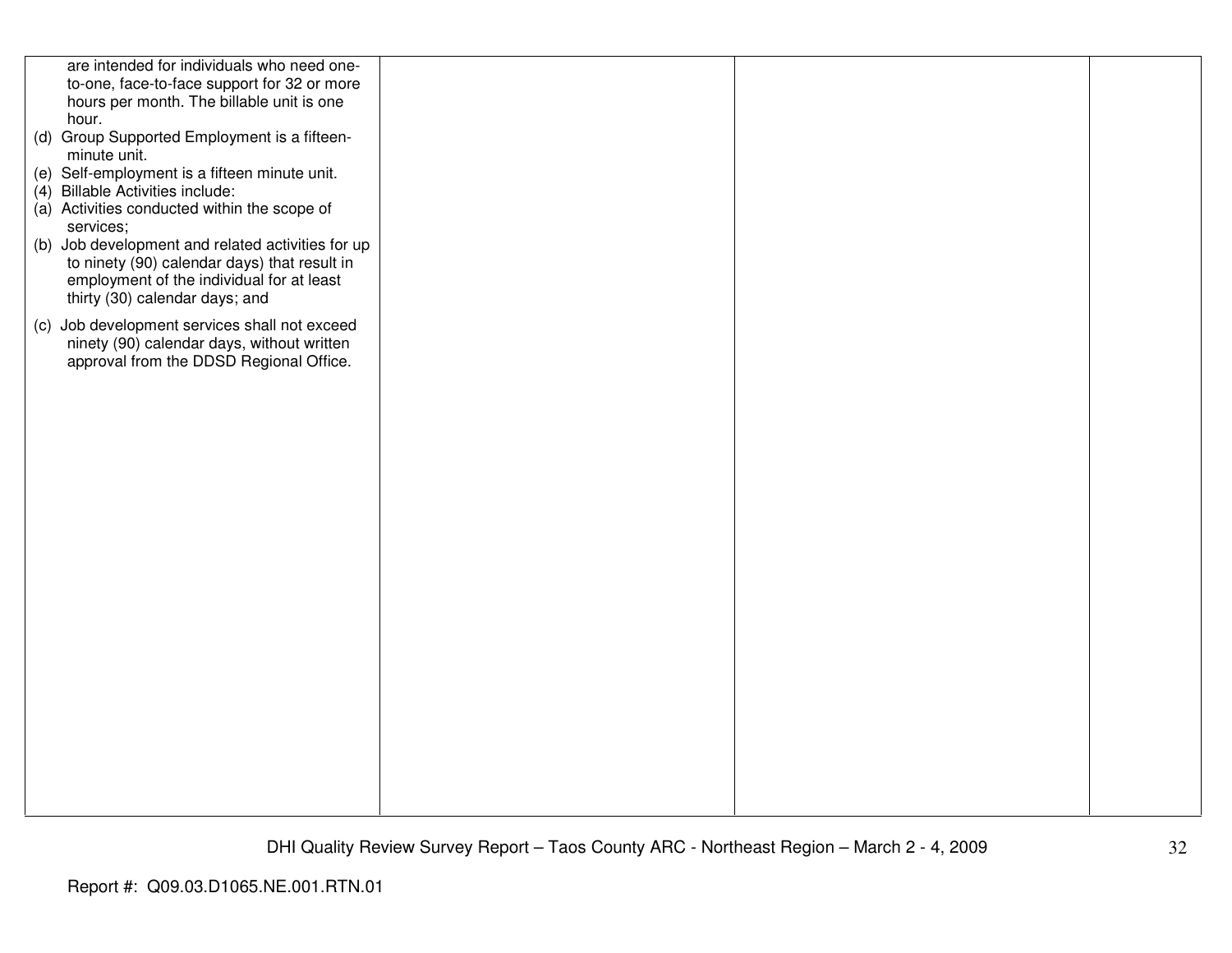| | | | |
|---|---|---|---|
| are intended for individuals who need one-to-one, face-to-face support for 32 or more hours per month. The billable unit is one hour.<br>(d) Group Supported Employment is a fifteen-minute unit.<br>(e) Self-employment is a fifteen minute unit.<br>(4) Billable Activities include:<br>(a) Activities conducted within the scope of services;<br>(b) Job development and related activities for up to ninety (90) calendar days) that result in employment of the individual for at least thirty (30) calendar days; and<br>(c) Job development services shall not exceed ninety (90) calendar days, without written approval from the DDSD Regional Office. | | | |

Report #: Q09.03.D1065.NE.001.RTN.01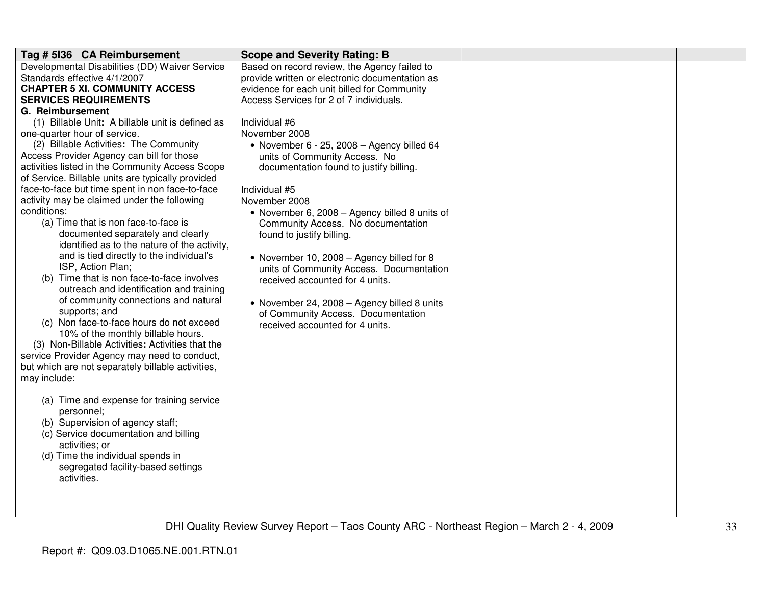| Tag # 5I36 CA Reimbursement | Scope and Severity Rating: B | | |
|---|---|---|---|
| Developmental Disabilities (DD) Waiver Service Standards effective 4/1/2007<br>**CHAPTER 5 XI. COMMUNITY ACCESS SERVICES REQUIREMENTS**<br>**G. Reimbursement**<br>(1) Billable Unit**:** A billable unit is defined as one-quarter hour of service.<br>(2) Billable Activities**:** The Community Access Provider Agency can bill for those activities listed in the Community Access Scope of Service. Billable units are typically provided face-to-face but time spent in non face-to-face activity may be claimed under the following conditions:<br>(a) Time that is non face-to-face is documented separately and clearly identified as to the nature of the activity, and is tied directly to the individual's ISP, Action Plan;<br>(b) Time that is non face-to-face involves outreach and identification and training of community connections and natural supports; and<br>(c) Non face-to-face hours do not exceed 10% of the monthly billable hours.<br>(3) Non-Billable Activities**:** Activities that the service Provider Agency may need to conduct, but which are not separately billable activities, may include:<br><br>(a) Time and expense for training service personnel;<br>(b) Supervision of agency staff;<br>(c) Service documentation and billing activities; or<br>(d) Time the individual spends in segregated facility-based settings activities. | Based on record review, the Agency failed to provide written or electronic documentation as evidence for each unit billed for Community Access Services for 2 of 7 individuals.<br><br>Individual #6<br>November 2008<br>• November 6 - 25, 2008 – Agency billed 64 units of Community Access. No documentation found to justify billing.<br><br>Individual #5<br>November 2008<br>• November 6, 2008 – Agency billed 8 units of Community Access. No documentation found to justify billing.<br><br>• November 10, 2008 – Agency billed for 8 units of Community Access. Documentation received accounted for 4 units.<br><br>• November 24, 2008 – Agency billed 8 units of Community Access. Documentation received accounted for 4 units. | | |

Report #: Q09.03.D1065.NE.001.RTN.01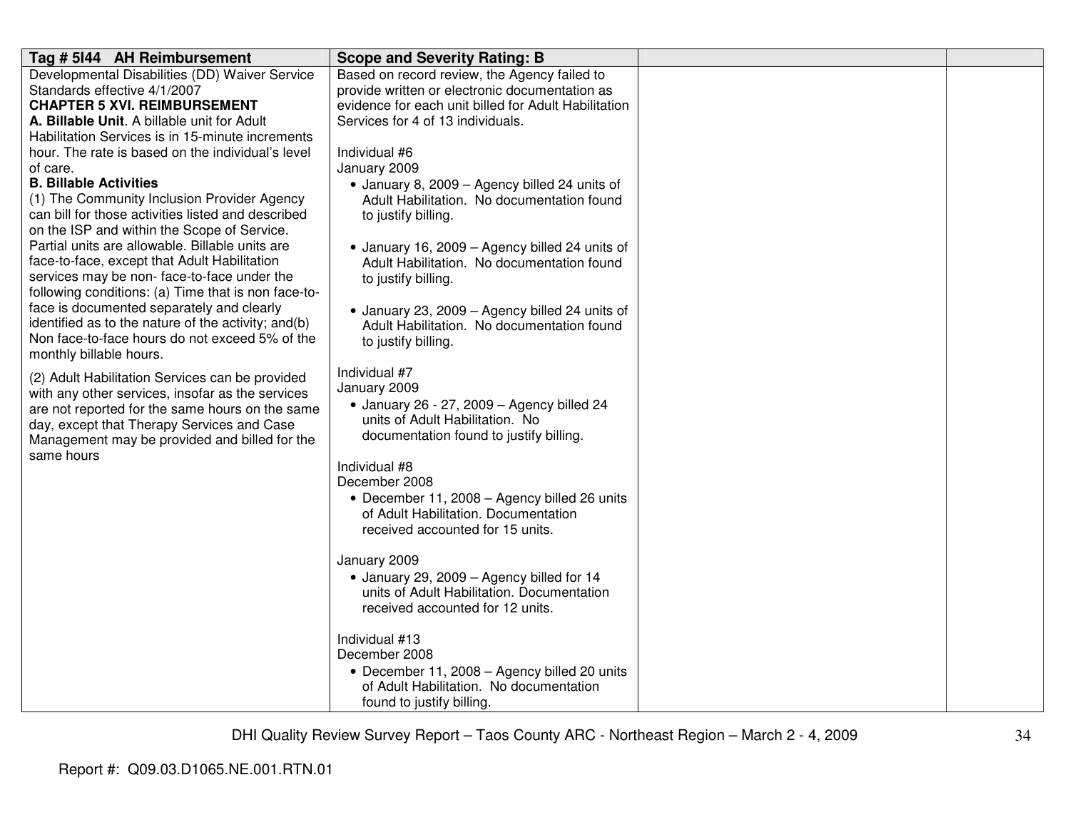| Tag # 5I44 AH Reimbursement | Scope and Severity Rating: B | | |
|---|---|---|---|
| Developmental Disabilities (DD) Waiver Service Standards effective 4/1/2007<br>**CHAPTER 5 XVI. REIMBURSEMENT**<br>**A. Billable Unit**. A billable unit for Adult Habilitation Services is in 15-minute increments hour. The rate is based on the individual's level of care.<br>**B. Billable Activities**<br>(1) The Community Inclusion Provider Agency can bill for those activities listed and described on the ISP and within the Scope of Service. Partial units are allowable. Billable units are face-to-face, except that Adult Habilitation services may be non- face-to-face under the following conditions: (a) Time that is non face-to-face is documented separately and clearly identified as to the nature of the activity; and(b) Non face-to-face hours do not exceed 5% of the monthly billable hours.<br><br>(2) Adult Habilitation Services can be provided with any other services, insofar as the services are not reported for the same hours on the same day, except that Therapy Services and Case Management may be provided and billed for the same hours | Based on record review, the Agency failed to provide written or electronic documentation as evidence for each unit billed for Adult Habilitation Services for 4 of 13 individuals.<br><br>Individual #6<br>January 2009<br>• January 8, 2009 – Agency billed 24 units of Adult Habilitation. No documentation found to justify billing.<br><br>• January 16, 2009 – Agency billed 24 units of Adult Habilitation. No documentation found to justify billing.<br><br>• January 23, 2009 – Agency billed 24 units of Adult Habilitation. No documentation found to justify billing.<br><br>Individual #7<br>January 2009<br>• January 26 - 27, 2009 – Agency billed 24 units of Adult Habilitation. No documentation found to justify billing.<br><br>Individual #8<br>December 2008<br>• December 11, 2008 – Agency billed 26 units of Adult Habilitation. Documentation received accounted for 15 units.<br><br>January 2009<br>• January 29, 2009 – Agency billed for 14 units of Adult Habilitation. Documentation received accounted for 12 units.<br><br>Individual #13<br>December 2008<br>• December 11, 2008 – Agency billed 20 units of Adult Habilitation. No documentation found to justify billing. | | |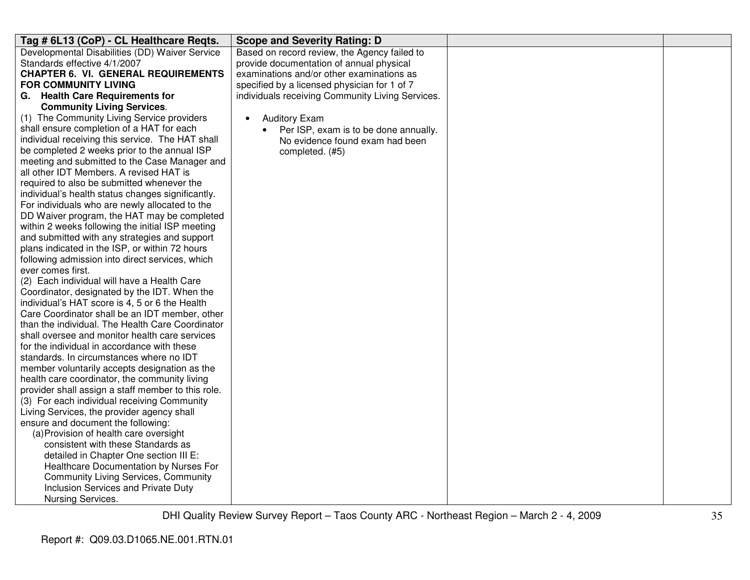| Tag # 6L13 (CoP) - CL Healthcare Reqts. | Scope and Severity Rating: D | | |
|---|---|---|---|
| Developmental Disabilities (DD) Waiver Service Standards effective 4/1/2007<br>**CHAPTER 6. VI. GENERAL REQUIREMENTS FOR COMMUNITY LIVING**<br>**G. Health Care Requirements for Community Living Services**.<br>(1) The Community Living Service providers shall ensure completion of a HAT for each individual receiving this service. The HAT shall be completed 2 weeks prior to the annual ISP meeting and submitted to the Case Manager and all other IDT Members. A revised HAT is required to also be submitted whenever the individual's health status changes significantly. For individuals who are newly allocated to the DD Waiver program, the HAT may be completed within 2 weeks following the initial ISP meeting and submitted with any strategies and support plans indicated in the ISP, or within 72 hours following admission into direct services, which ever comes first.<br>(2) Each individual will have a Health Care Coordinator, designated by the IDT. When the individual's HAT score is 4, 5 or 6 the Health Care Coordinator shall be an IDT member, other than the individual. The Health Care Coordinator shall oversee and monitor health care services for the individual in accordance with these standards. In circumstances where no IDT member voluntarily accepts designation as the health care coordinator, the community living provider shall assign a staff member to this role.<br>(3) For each individual receiving Community Living Services, the provider agency shall ensure and document the following:<br>(a) Provision of health care oversight consistent with these Standards as detailed in Chapter One section III E: Healthcare Documentation by Nurses For Community Living Services, Community Inclusion Services and Private Duty Nursing Services. | Based on record review, the Agency failed to provide documentation of annual physical examinations and/or other examinations as specified by a licensed physician for 1 of 7 individuals receiving Community Living Services.<br><br>• Auditory Exam<br>&nbsp;&nbsp;&nbsp;&nbsp;• Per ISP, exam is to be done annually. No evidence found exam had been completed. (#5) | | |

DHI Quality Review Survey Report – Taos County ARC - Northeast Region – March 2 - 4, 2009

Report #: Q09.03.D1065.NE.001.RTN.01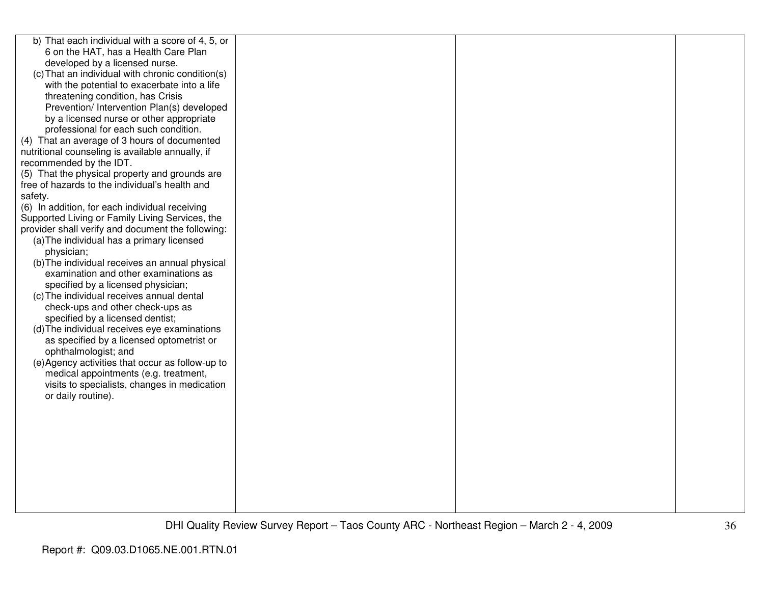| | | | |
|---|---|---|---|
| b) That each individual with a score of 4, 5, or 6 on the HAT, has a Health Care Plan developed by a licensed nurse.<br>(c) That an individual with chronic condition(s) with the potential to exacerbate into a life threatening condition, has Crisis Prevention/ Intervention Plan(s) developed by a licensed nurse or other appropriate professional for each such condition.<br>(4) That an average of 3 hours of documented nutritional counseling is available annually, if recommended by the IDT.<br>(5) That the physical property and grounds are free of hazards to the individual's health and safety.<br>(6) In addition, for each individual receiving Supported Living or Family Living Services, the provider shall verify and document the following:<br>(a) The individual has a primary licensed physician;<br>(b) The individual receives an annual physical examination and other examinations as specified by a licensed physician;<br>(c) The individual receives annual dental check-ups and other check-ups as specified by a licensed dentist;<br>(d) The individual receives eye examinations as specified by a licensed optometrist or ophthalmologist; and<br>(e) Agency activities that occur as follow-up to medical appointments (e.g. treatment, visits to specialists, changes in medication or daily routine). | | | |

Report #: Q09.03.D1065.NE.001.RTN.01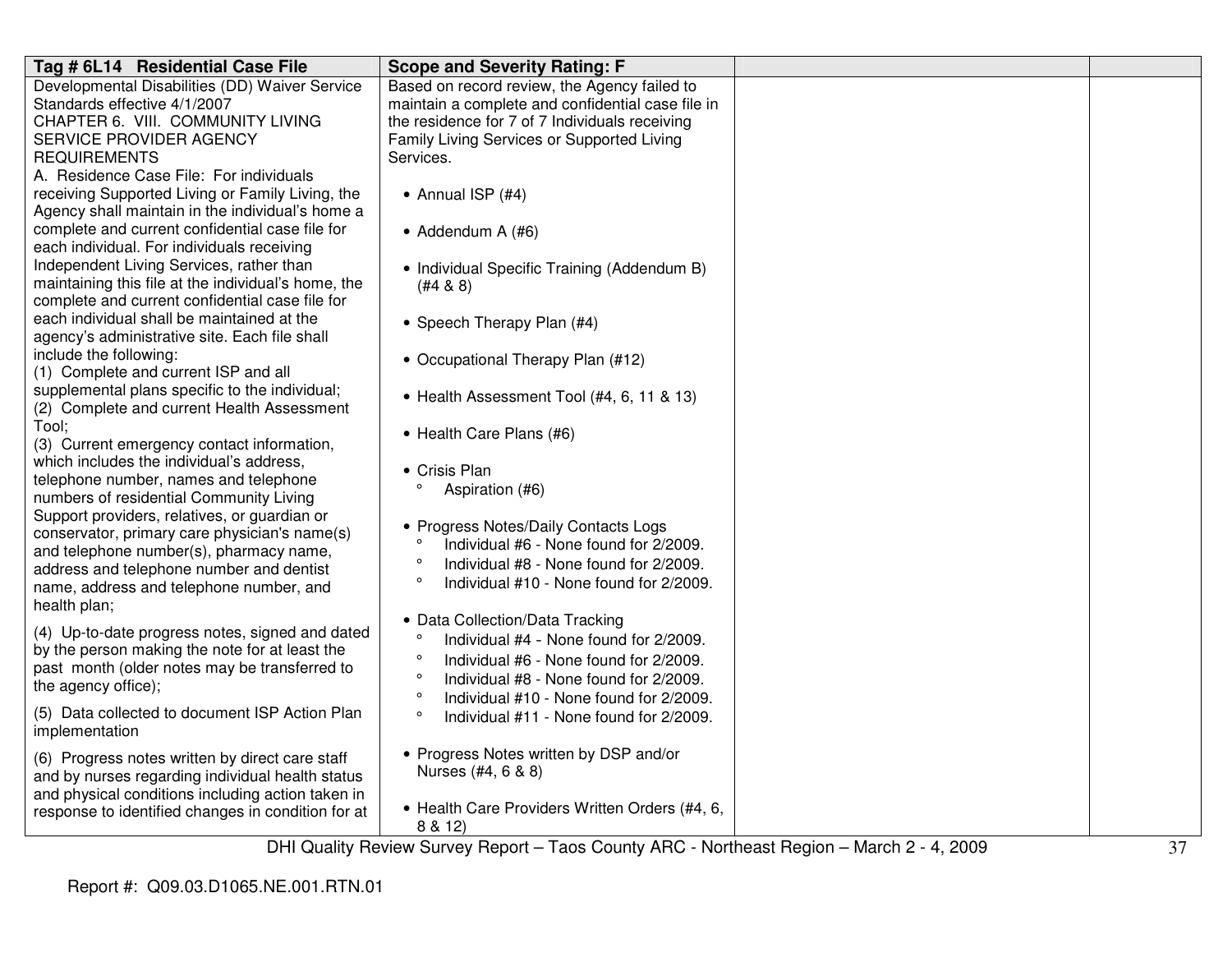| Tag # 6L14 Residential Case File | Scope and Severity Rating: F | | |
|---|---|---|---|
| Developmental Disabilities (DD) Waiver Service Standards effective 4/1/2007<br>CHAPTER 6. VIII. COMMUNITY LIVING SERVICE PROVIDER AGENCY REQUIREMENTS<br>A. Residence Case File: For individuals receiving Supported Living or Family Living, the Agency shall maintain in the individual's home a complete and current confidential case file for each individual. For individuals receiving Independent Living Services, rather than maintaining this file at the individual's home, the complete and current confidential case file for each individual shall be maintained at the agency's administrative site. Each file shall include the following:<br>(1) Complete and current ISP and all supplemental plans specific to the individual;<br>(2) Complete and current Health Assessment Tool;<br>(3) Current emergency contact information, which includes the individual's address, telephone number, names and telephone numbers of residential Community Living Support providers, relatives, or guardian or conservator, primary care physician's name(s) and telephone number(s), pharmacy name, address and telephone number and dentist name, address and telephone number, and health plan;<br>(4) Up-to-date progress notes, signed and dated by the person making the note for at least the past month (older notes may be transferred to the agency office);<br>(5) Data collected to document ISP Action Plan implementation<br>(6) Progress notes written by direct care staff and by nurses regarding individual health status and physical conditions including action taken in response to identified changes in condition for at | Based on record review, the Agency failed to maintain a complete and confidential case file in the residence for 7 of 7 Individuals receiving Family Living Services or Supported Living Services.<br><br>• Annual ISP (#4)<br><br>• Addendum A (#6)<br><br>• Individual Specific Training (Addendum B) (#4 & 8)<br><br>• Speech Therapy Plan (#4)<br><br>• Occupational Therapy Plan (#12)<br><br>• Health Assessment Tool (#4, 6, 11 & 13)<br><br>• Health Care Plans (#6)<br><br>• Crisis Plan<br>° Aspiration (#6)<br><br>• Progress Notes/Daily Contacts Logs<br>° Individual #6 - None found for 2/2009.<br>° Individual #8 - None found for 2/2009.<br>° Individual #10 - None found for 2/2009.<br><br>• Data Collection/Data Tracking<br>° Individual #4 - None found for 2/2009.<br>° Individual #6 - None found for 2/2009.<br>° Individual #8 - None found for 2/2009.<br>° Individual #10 - None found for 2/2009.<br>° Individual #11 - None found for 2/2009.<br><br>• Progress Notes written by DSP and/or Nurses (#4, 6 & 8)<br><br>• Health Care Providers Written Orders (#4, 6, 8 & 12) | | |

DHI Quality Review Survey Report – Taos County ARC - Northeast Region – March 2 - 4, 2009

Report #: Q09.03.D1065.NE.001.RTN.01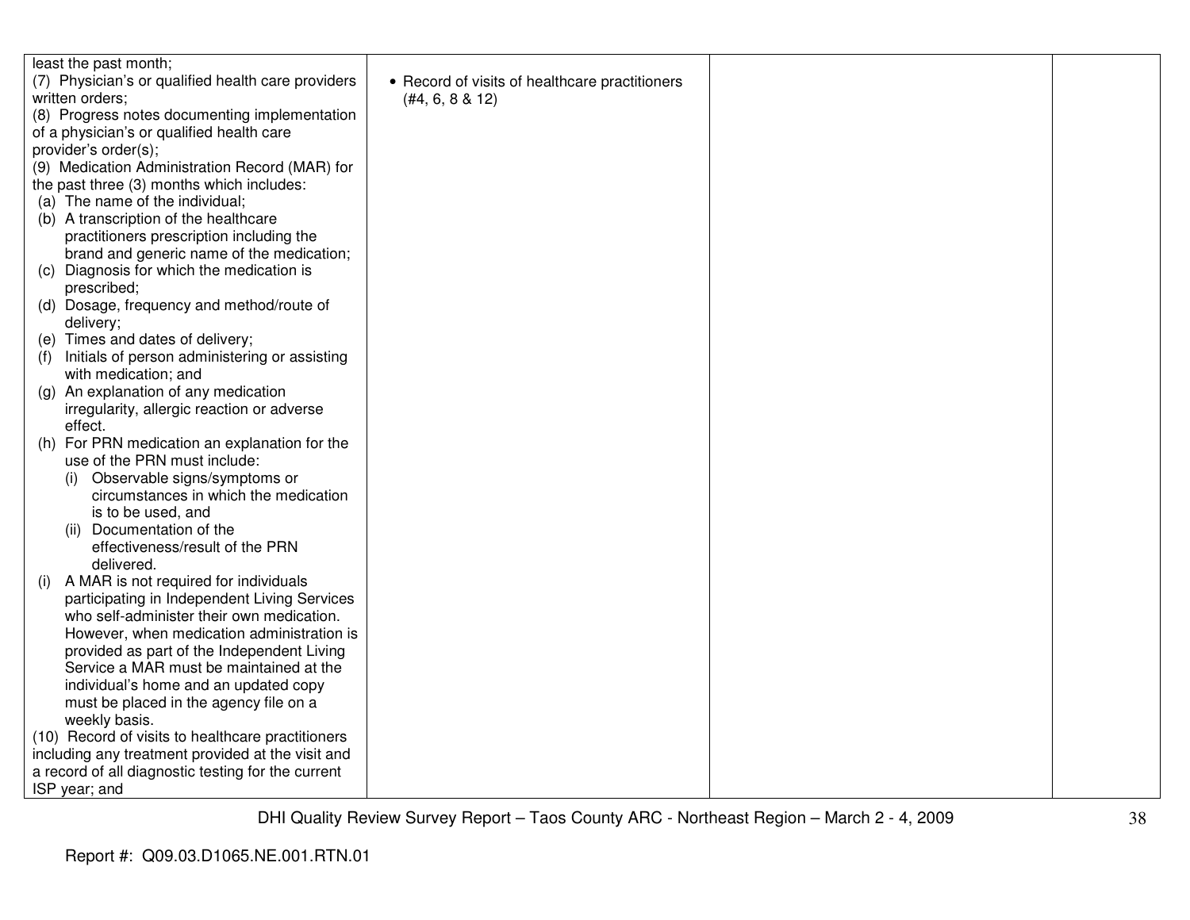| | | | |
|---|---|---|---|
| least the past month;<br>(7) Physician's or qualified health care providers written orders;<br>(8) Progress notes documenting implementation of a physician's or qualified health care provider's order(s);<br>(9) Medication Administration Record (MAR) for the past three (3) months which includes:<br>(a) The name of the individual;<br>(b) A transcription of the healthcare practitioners prescription including the brand and generic name of the medication;<br>(c) Diagnosis for which the medication is prescribed;<br>(d) Dosage, frequency and method/route of delivery;<br>(e) Times and dates of delivery;<br>(f) Initials of person administering or assisting with medication; and<br>(g) An explanation of any medication irregularity, allergic reaction or adverse effect.<br>(h) For PRN medication an explanation for the use of the PRN must include:<br>(i) Observable signs/symptoms or circumstances in which the medication is to be used, and<br>(ii) Documentation of the effectiveness/result of the PRN delivered.<br>(i) A MAR is not required for individuals participating in Independent Living Services who self-administer their own medication. However, when medication administration is provided as part of the Independent Living Service a MAR must be maintained at the individual's home and an updated copy must be placed in the agency file on a weekly basis.<br>(10) Record of visits to healthcare practitioners including any treatment provided at the visit and a record of all diagnostic testing for the current ISP year; and | • Record of visits of healthcare practitioners (#4, 6, 8 & 12) | | |

DHI Quality Review Survey Report – Taos County ARC - Northeast Region – March 2 - 4, 2009

Report #: Q09.03.D1065.NE.001.RTN.01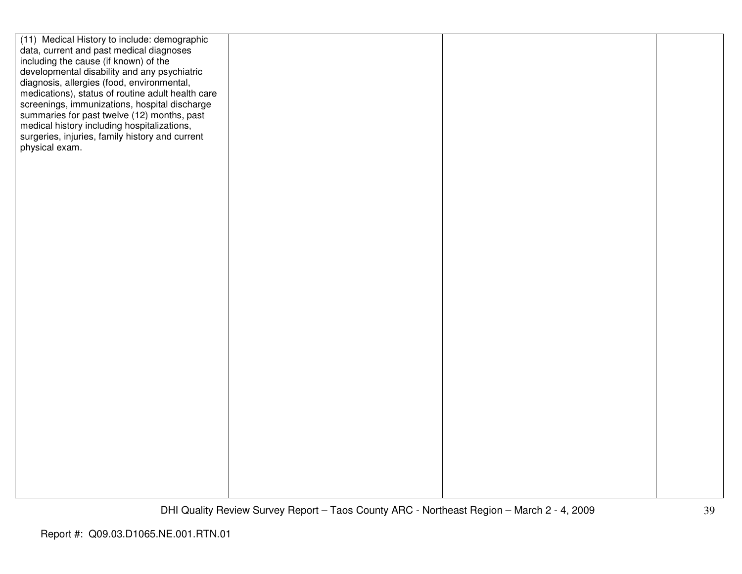| | | | |
|---|---|---|---|
| (11) Medical History to include: demographic data, current and past medical diagnoses including the cause (if known) of the developmental disability and any psychiatric diagnosis, allergies (food, environmental, medications), status of routine adult health care screenings, immunizations, hospital discharge summaries for past twelve (12) months, past medical history including hospitalizations, surgeries, injuries, family history and current physical exam. | | | |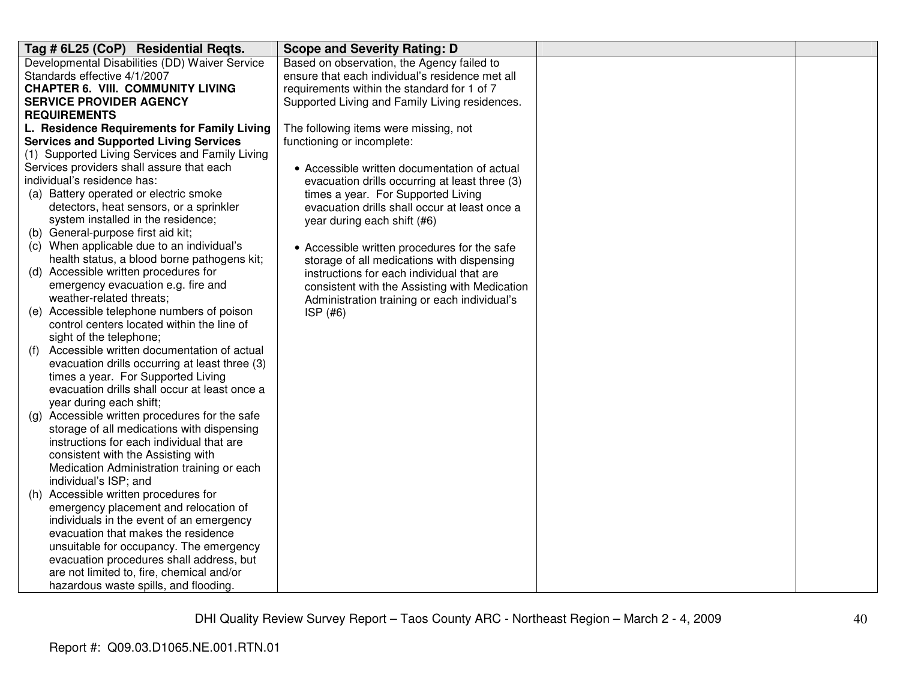| Tag # 6L25 (CoP) Residential Reqts. | Scope and Severity Rating: D | | |
|---|---|---|---|
| Developmental Disabilities (DD) Waiver Service Standards effective 4/1/2007<br>**CHAPTER 6. VIII. COMMUNITY LIVING SERVICE PROVIDER AGENCY REQUIREMENTS**<br>**L. Residence Requirements for Family Living Services and Supported Living Services**<br>(1) Supported Living Services and Family Living Services providers shall assure that each individual's residence has:<br>(a) Battery operated or electric smoke detectors, heat sensors, or a sprinkler system installed in the residence;<br>(b) General-purpose first aid kit;<br>(c) When applicable due to an individual's health status, a blood borne pathogens kit;<br>(d) Accessible written procedures for emergency evacuation e.g. fire and weather-related threats;<br>(e) Accessible telephone numbers of poison control centers located within the line of sight of the telephone;<br>(f) Accessible written documentation of actual evacuation drills occurring at least three (3) times a year. For Supported Living evacuation drills shall occur at least once a year during each shift;<br>(g) Accessible written procedures for the safe storage of all medications with dispensing instructions for each individual that are consistent with the Assisting with Medication Administration training or each individual's ISP; and<br>(h) Accessible written procedures for emergency placement and relocation of individuals in the event of an emergency evacuation that makes the residence unsuitable for occupancy. The emergency evacuation procedures shall address, but are not limited to, fire, chemical and/or hazardous waste spills, and flooding. | Based on observation, the Agency failed to ensure that each individual's residence met all requirements within the standard for 1 of 7 Supported Living and Family Living residences.<br><br>The following items were missing, not functioning or incomplete:<br><br>• Accessible written documentation of actual evacuation drills occurring at least three (3) times a year. For Supported Living evacuation drills shall occur at least once a year during each shift (#6)<br><br>• Accessible written procedures for the safe storage of all medications with dispensing instructions for each individual that are consistent with the Assisting with Medication Administration training or each individual's ISP (#6) | | |

DHI Quality Review Survey Report – Taos County ARC - Northeast Region – March 2 - 4, 2009

Report #: Q09.03.D1065.NE.001.RTN.01